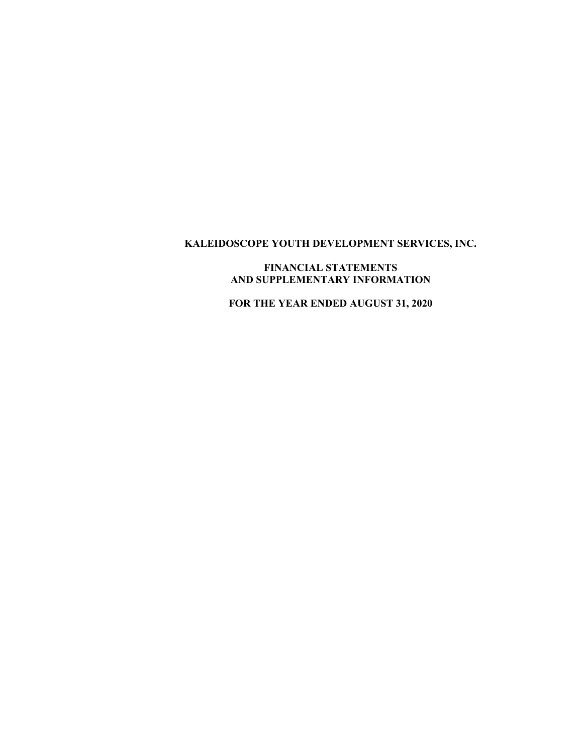# KALEIDOSCOPE YOUTH DEVELOPMENT SERVICES, INC.

## FINANCIAL STATEMENTS AND SUPPLEMENTARY INFORMATION

## FOR THE YEAR ENDED AUGUST 31, 2020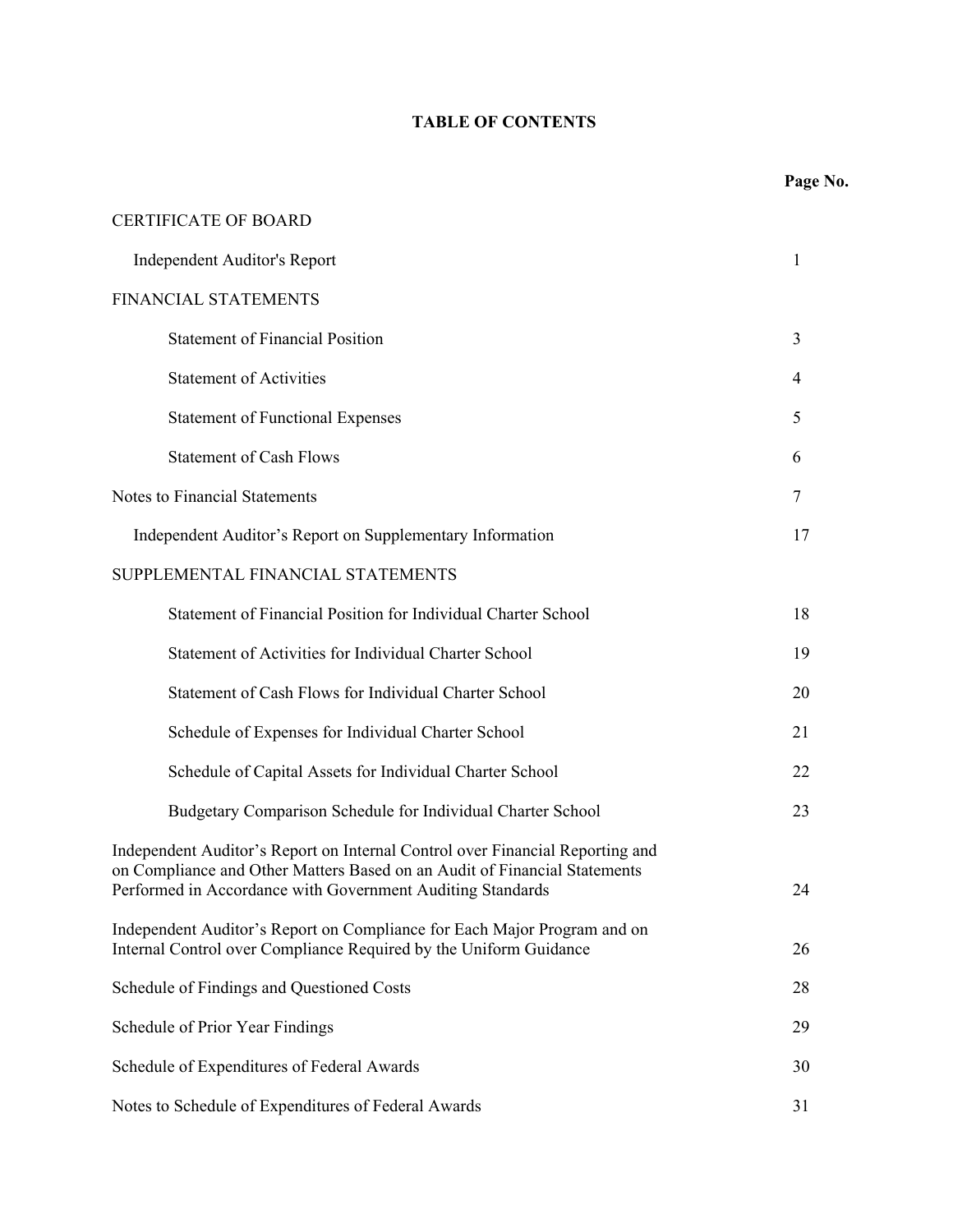# TABLE OF CONTENTS

| | Page No. |
|---|---|
| CERTIFICATE OF BOARD | |
| Independent Auditor's Report | 1 |
| FINANCIAL STATEMENTS | |
| Statement of Financial Position | 3 |
| Statement of Activities | 4 |
| Statement of Functional Expenses | 5 |
| Statement of Cash Flows | 6 |
| Notes to Financial Statements | 7 |
| Independent Auditor's Report on Supplementary Information | 17 |
| SUPPLEMENTAL FINANCIAL STATEMENTS | |
| Statement of Financial Position for Individual Charter School | 18 |
| Statement of Activities for Individual Charter School | 19 |
| Statement of Cash Flows for Individual Charter School | 20 |
| Schedule of Expenses for Individual Charter School | 21 |
| Schedule of Capital Assets for Individual Charter School | 22 |
| Budgetary Comparison Schedule for Individual Charter School | 23 |
| Independent Auditor's Report on Internal Control over Financial Reporting and on Compliance and Other Matters Based on an Audit of Financial Statements Performed in Accordance with Government Auditing Standards | 24 |
| Independent Auditor's Report on Compliance for Each Major Program and on Internal Control over Compliance Required by the Uniform Guidance | 26 |
| Schedule of Findings and Questioned Costs | 28 |
| Schedule of Prior Year Findings | 29 |
| Schedule of Expenditures of Federal Awards | 30 |
| Notes to Schedule of Expenditures of Federal Awards | 31 |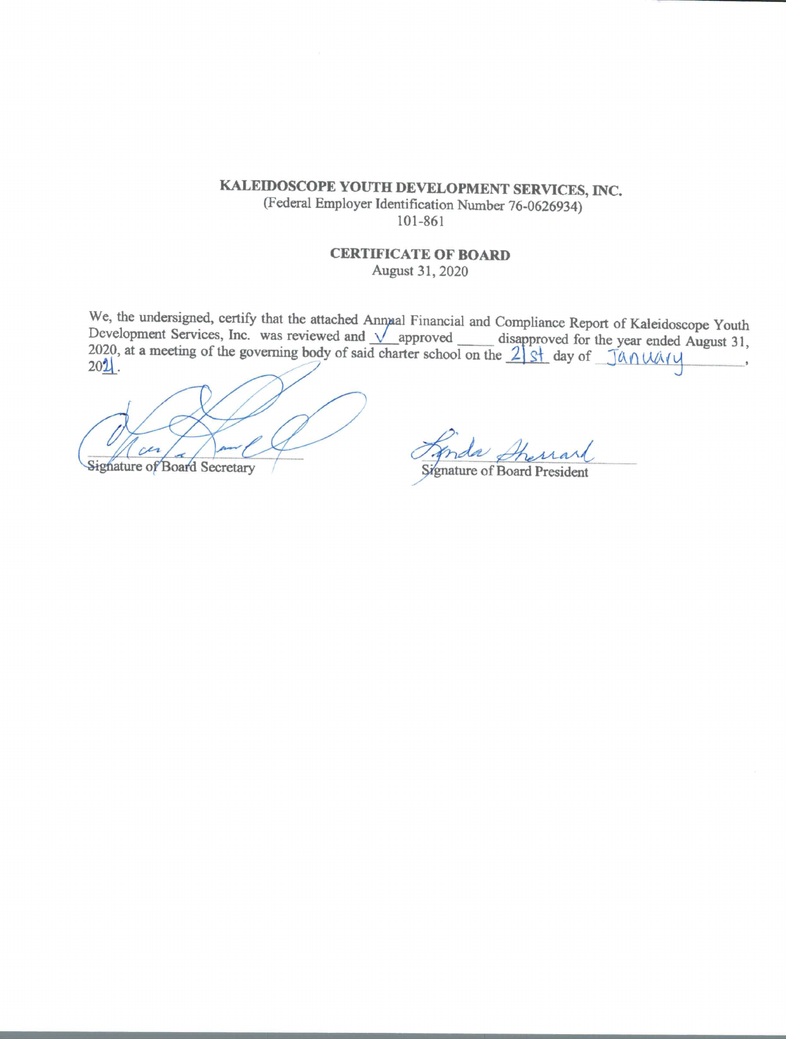**KALEIDOSCOPE YOUTH DEVELOPMENT SERVICES, INC.**
(Federal Employer Identification Number 76-0626934)
101-861

**CERTIFICATE OF BOARD**
August 31, 2020

We, the undersigned, certify that the attached Annual Financial and Compliance Report of Kaleidoscope Youth Development Services, Inc. was reviewed and √ approved _____ disapproved for the year ended August 31, 2020, at a meeting of the governing body of said charter school on the 21st day of January, 2021.

Signature of Board Secretary

Signature of Board President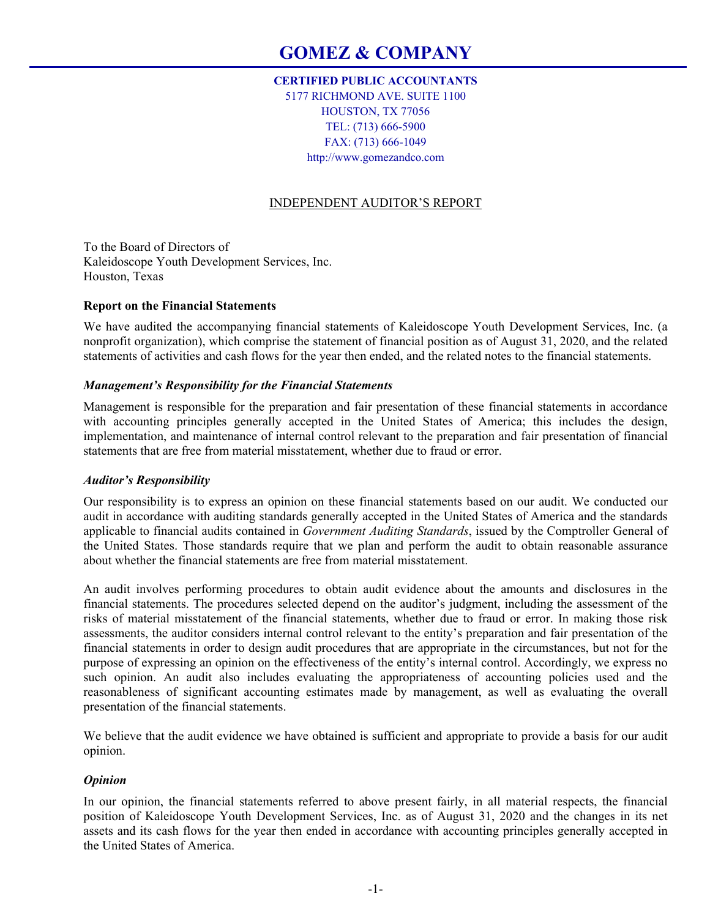# GOMEZ & COMPANY

**CERTIFIED PUBLIC ACCOUNTANTS**
5177 RICHMOND AVE. SUITE 1100
HOUSTON, TX 77056
TEL: (713) 666-5900
FAX: (713) 666-1049
http://www.gomezandco.com

## INDEPENDENT AUDITOR'S REPORT

To the Board of Directors of
Kaleidoscope Youth Development Services, Inc.
Houston, Texas

**Report on the Financial Statements**

We have audited the accompanying financial statements of Kaleidoscope Youth Development Services, Inc. (a nonprofit organization), which comprise the statement of financial position as of August 31, 2020, and the related statements of activities and cash flows for the year then ended, and the related notes to the financial statements.

***Management's Responsibility for the Financial Statements***

Management is responsible for the preparation and fair presentation of these financial statements in accordance with accounting principles generally accepted in the United States of America; this includes the design, implementation, and maintenance of internal control relevant to the preparation and fair presentation of financial statements that are free from material misstatement, whether due to fraud or error.

***Auditor's Responsibility***

Our responsibility is to express an opinion on these financial statements based on our audit. We conducted our audit in accordance with auditing standards generally accepted in the United States of America and the standards applicable to financial audits contained in *Government Auditing Standards*, issued by the Comptroller General of the United States. Those standards require that we plan and perform the audit to obtain reasonable assurance about whether the financial statements are free from material misstatement.

An audit involves performing procedures to obtain audit evidence about the amounts and disclosures in the financial statements. The procedures selected depend on the auditor's judgment, including the assessment of the risks of material misstatement of the financial statements, whether due to fraud or error. In making those risk assessments, the auditor considers internal control relevant to the entity's preparation and fair presentation of the financial statements in order to design audit procedures that are appropriate in the circumstances, but not for the purpose of expressing an opinion on the effectiveness of the entity's internal control. Accordingly, we express no such opinion. An audit also includes evaluating the appropriateness of accounting policies used and the reasonableness of significant accounting estimates made by management, as well as evaluating the overall presentation of the financial statements.

We believe that the audit evidence we have obtained is sufficient and appropriate to provide a basis for our audit opinion.

***Opinion***

In our opinion, the financial statements referred to above present fairly, in all material respects, the financial position of Kaleidoscope Youth Development Services, Inc. as of August 31, 2020 and the changes in its net assets and its cash flows for the year then ended in accordance with accounting principles generally accepted in the United States of America.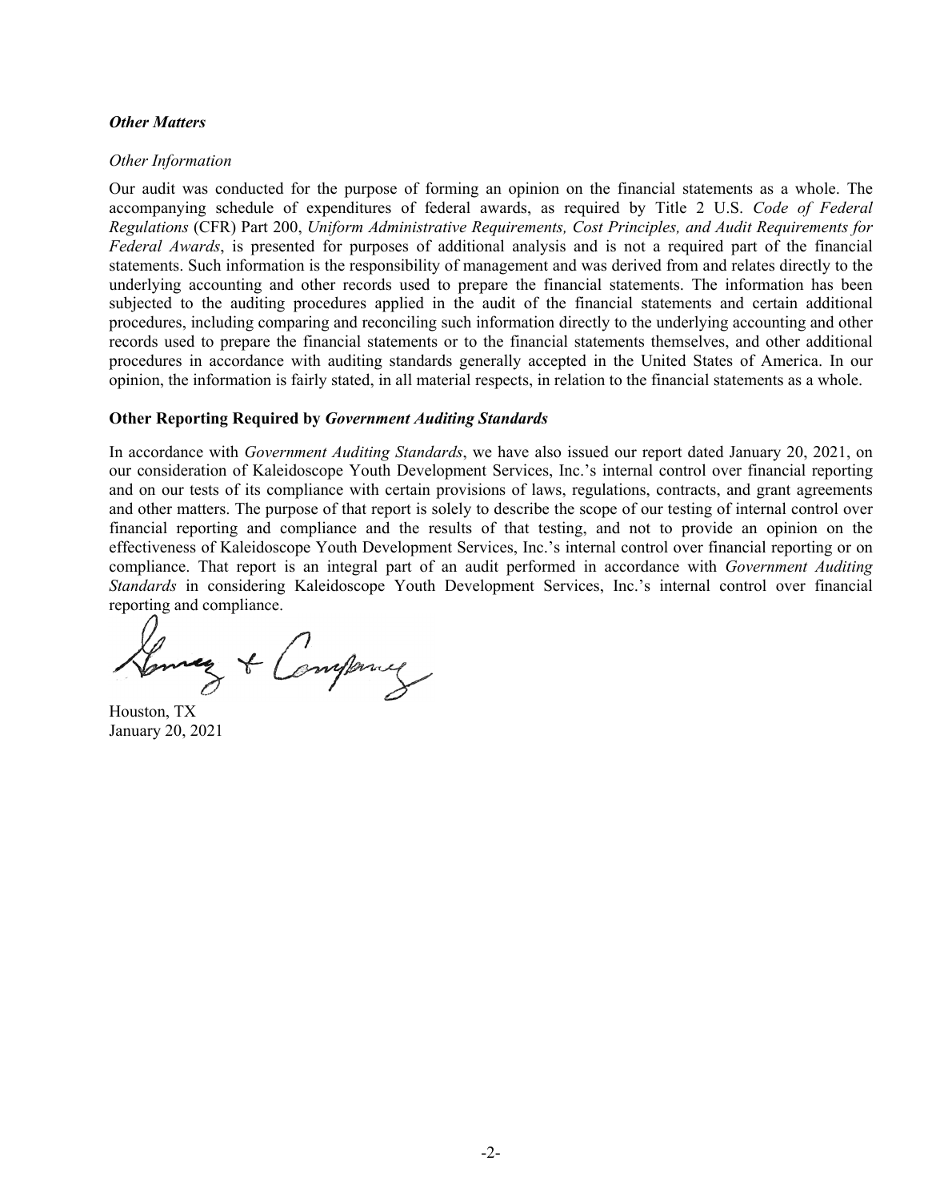***Other Matters***

*Other Information*

Our audit was conducted for the purpose of forming an opinion on the financial statements as a whole. The accompanying schedule of expenditures of federal awards, as required by Title 2 U.S. *Code of Federal Regulations* (CFR) Part 200, *Uniform Administrative Requirements, Cost Principles, and Audit Requirements for Federal Awards*, is presented for purposes of additional analysis and is not a required part of the financial statements. Such information is the responsibility of management and was derived from and relates directly to the underlying accounting and other records used to prepare the financial statements. The information has been subjected to the auditing procedures applied in the audit of the financial statements and certain additional procedures, including comparing and reconciling such information directly to the underlying accounting and other records used to prepare the financial statements or to the financial statements themselves, and other additional procedures in accordance with auditing standards generally accepted in the United States of America. In our opinion, the information is fairly stated, in all material respects, in relation to the financial statements as a whole.

**Other Reporting Required by *Government Auditing Standards***

In accordance with *Government Auditing Standards*, we have also issued our report dated January 20, 2021, on our consideration of Kaleidoscope Youth Development Services, Inc.'s internal control over financial reporting and on our tests of its compliance with certain provisions of laws, regulations, contracts, and grant agreements and other matters. The purpose of that report is solely to describe the scope of our testing of internal control over financial reporting and compliance and the results of that testing, and not to provide an opinion on the effectiveness of Kaleidoscope Youth Development Services, Inc.'s internal control over financial reporting or on compliance. That report is an integral part of an audit performed in accordance with *Government Auditing Standards* in considering Kaleidoscope Youth Development Services, Inc.'s internal control over financial reporting and compliance.

Harney + Company

Houston, TX
January 20, 2021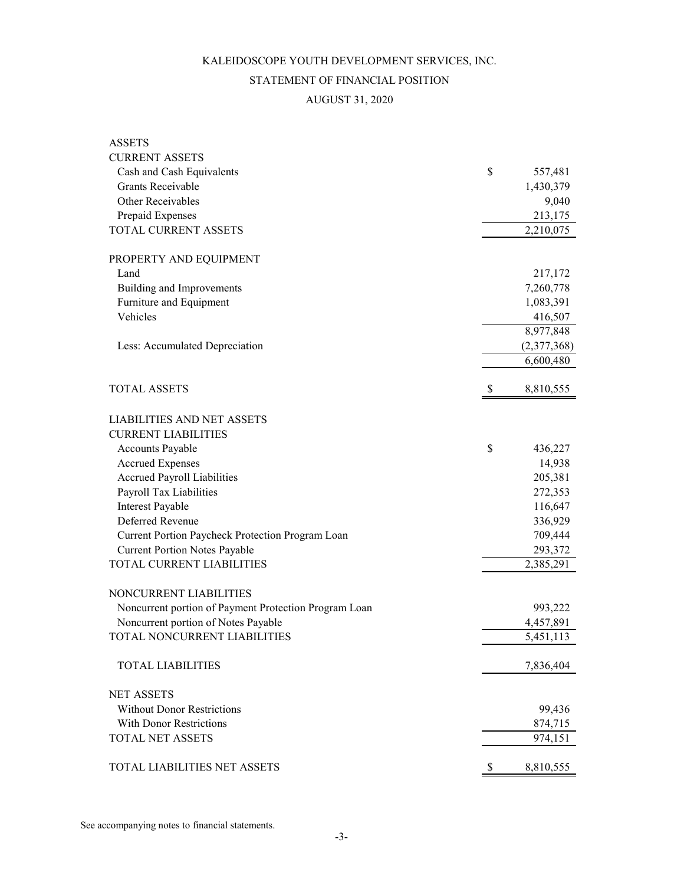# KALEIDOSCOPE YOUTH DEVELOPMENT SERVICES, INC.

## STATEMENT OF FINANCIAL POSITION

### AUGUST 31, 2020

| | |
|---|---|
| **ASSETS** | |
| **CURRENT ASSETS** | |
| Cash and Cash Equivalents | $ 557,481 |
| Grants Receivable | 1,430,379 |
| Other Receivables | 9,040 |
| Prepaid Expenses | 213,175 |
| TOTAL CURRENT ASSETS | 2,210,075 |
| | |
| **PROPERTY AND EQUIPMENT** | |
| Land | 217,172 |
| Building and Improvements | 7,260,778 |
| Furniture and Equipment | 1,083,391 |
| Vehicles | 416,507 |
| | 8,977,848 |
| Less: Accumulated Depreciation | (2,377,368) |
| | 6,600,480 |
| | |
| TOTAL ASSETS | $ 8,810,555 |
| | |
| **LIABILITIES AND NET ASSETS** | |
| **CURRENT LIABILITIES** | |
| Accounts Payable | $ 436,227 |
| Accrued Expenses | 14,938 |
| Accrued Payroll Liabilities | 205,381 |
| Payroll Tax Liabilities | 272,353 |
| Interest Payable | 116,647 |
| Deferred Revenue | 336,929 |
| Current Portion Paycheck Protection Program Loan | 709,444 |
| Current Portion Notes Payable | 293,372 |
| TOTAL CURRENT LIABILITIES | 2,385,291 |
| | |
| **NONCURRENT LIABILITIES** | |
| Noncurrent portion of Payment Protection Program Loan | 993,222 |
| Noncurrent portion of Notes Payable | 4,457,891 |
| TOTAL NONCURRENT LIABILITIES | 5,451,113 |
| | |
| TOTAL LIABILITIES | 7,836,404 |
| | |
| **NET ASSETS** | |
| Without Donor Restrictions | 99,436 |
| With Donor Restrictions | 874,715 |
| TOTAL NET ASSETS | 974,151 |
| | |
| TOTAL LIABILITIES NET ASSETS | $ 8,810,555 |

See accompanying notes to financial statements.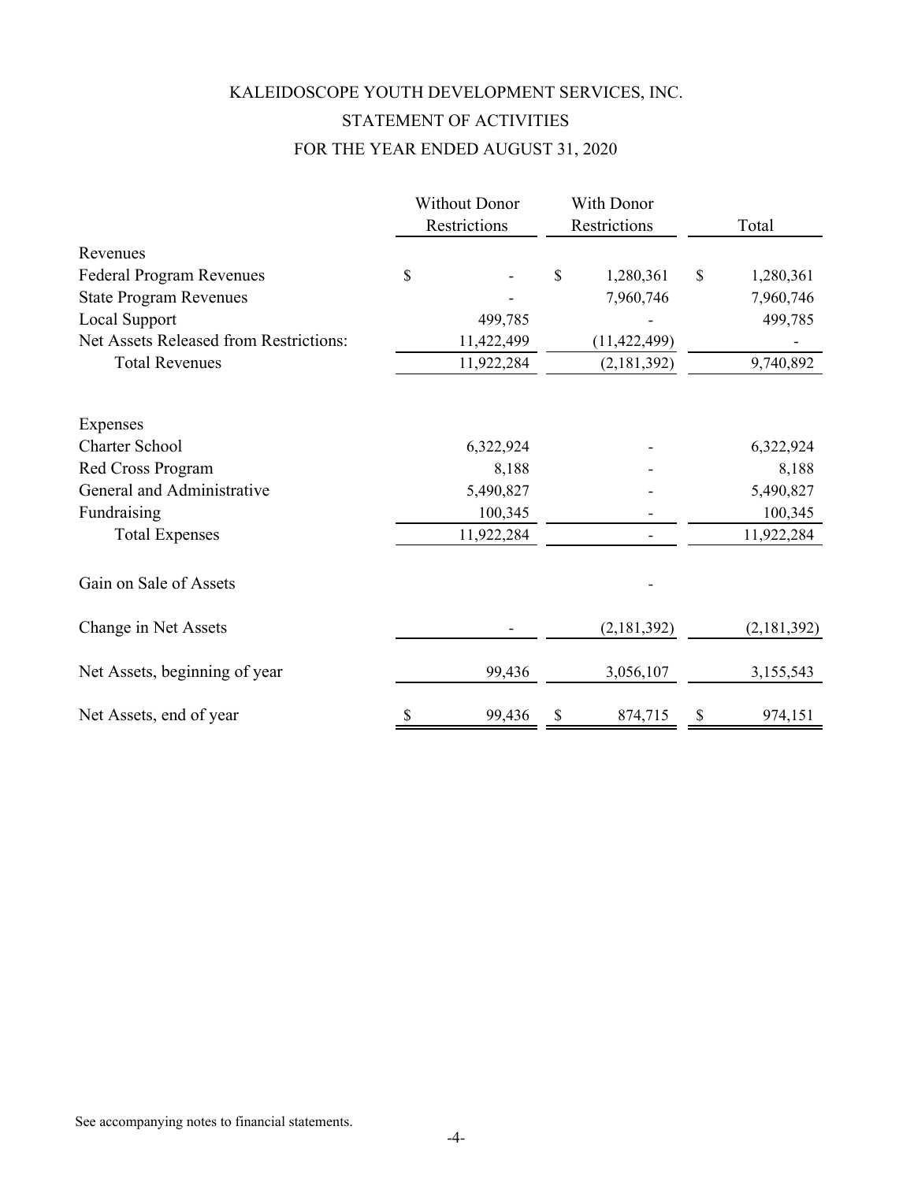# KALEIDOSCOPE YOUTH DEVELOPMENT SERVICES, INC.

## STATEMENT OF ACTIVITIES

## FOR THE YEAR ENDED AUGUST 31, 2020

| | Without Donor Restrictions | With Donor Restrictions | Total |
|---|---|---|---|
| Revenues | | | |
| Federal Program Revenues | $ - | $ 1,280,361 | $ 1,280,361 |
| State Program Revenues | - | 7,960,746 | 7,960,746 |
| Local Support | 499,785 | - | 499,785 |
| Net Assets Released from Restrictions: | 11,422,499 | (11,422,499) | - |
| Total Revenues | 11,922,284 | (2,181,392) | 9,740,892 |
| | | | |
| Expenses | | | |
| Charter School | 6,322,924 | - | 6,322,924 |
| Red Cross Program | 8,188 | - | 8,188 |
| General and Administrative | 5,490,827 | - | 5,490,827 |
| Fundraising | 100,345 | - | 100,345 |
| Total Expenses | 11,922,284 | - | 11,922,284 |
| | | | |
| Gain on Sale of Assets | | - | |
| | | | |
| Change in Net Assets | - | (2,181,392) | (2,181,392) |
| | | | |
| Net Assets, beginning of year | 99,436 | 3,056,107 | 3,155,543 |
| | | | |
| Net Assets, end of year | $ 99,436 | $ 874,715 | $ 974,151 |

See accompanying notes to financial statements.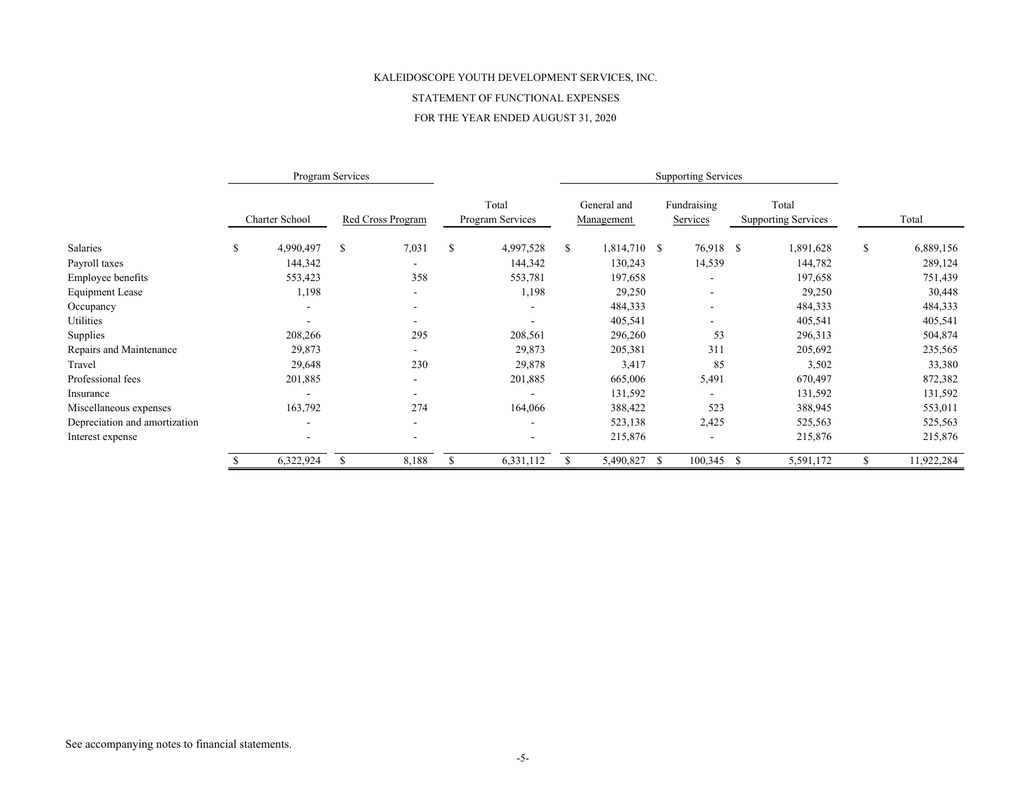KALEIDOSCOPE YOUTH DEVELOPMENT SERVICES, INC.

STATEMENT OF FUNCTIONAL EXPENSES

FOR THE YEAR ENDED AUGUST 31, 2020

| | Program Services | | | Supporting Services | | | |
|---|---|---|---|---|---|---|---|
| | Charter School | Red Cross Program | Total Program Services | General and Management | Fundraising Services | Total Supporting Services | Total |
| Salaries | $ 4,990,497 | $ 7,031 | $ 4,997,528 | $ 1,814,710 | $ 76,918 | $ 1,891,628 | $ 6,889,156 |
| Payroll taxes | 144,342 | - | 144,342 | 130,243 | 14,539 | 144,782 | 289,124 |
| Employee benefits | 553,423 | 358 | 553,781 | 197,658 | - | 197,658 | 751,439 |
| Equipment Lease | 1,198 | - | 1,198 | 29,250 | - | 29,250 | 30,448 |
| Occupancy | - | - | - | 484,333 | - | 484,333 | 484,333 |
| Utilities | - | - | - | 405,541 | - | 405,541 | 405,541 |
| Supplies | 208,266 | 295 | 208,561 | 296,260 | 53 | 296,313 | 504,874 |
| Repairs and Maintenance | 29,873 | - | 29,873 | 205,381 | 311 | 205,692 | 235,565 |
| Travel | 29,648 | 230 | 29,878 | 3,417 | 85 | 3,502 | 33,380 |
| Professional fees | 201,885 | - | 201,885 | 665,006 | 5,491 | 670,497 | 872,382 |
| Insurance | - | - | - | 131,592 | - | 131,592 | 131,592 |
| Miscellaneous expenses | 163,792 | 274 | 164,066 | 388,422 | 523 | 388,945 | 553,011 |
| Depreciation and amortization | - | - | - | 523,138 | 2,425 | 525,563 | 525,563 |
| Interest expense | - | - | - | 215,876 | - | 215,876 | 215,876 |
| | $ 6,322,924 | $ 8,188 | $ 6,331,112 | $ 5,490,827 | $ 100,345 | $ 5,591,172 | $ 11,922,284 |

See accompanying notes to financial statements.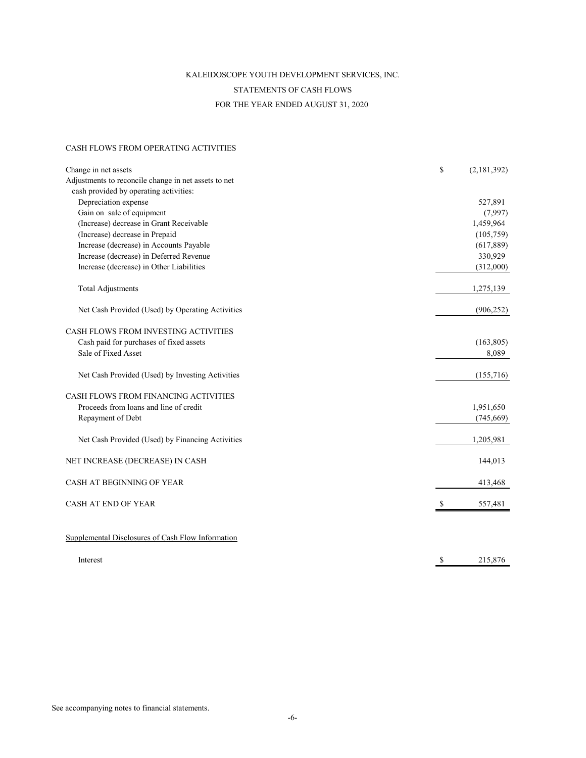KALEIDOSCOPE YOUTH DEVELOPMENT SERVICES, INC.

STATEMENTS OF CASH FLOWS

FOR THE YEAR ENDED AUGUST 31, 2020

| | |
|---|---|
| CASH FLOWS FROM OPERATING ACTIVITIES | |
| Change in net assets | $ (2,181,392) |
| Adjustments to reconcile change in net assets to net cash provided by operating activities: | |
| Depreciation expense | 527,891 |
| Gain on sale of equipment | (7,997) |
| (Increase) decrease in Grant Receivable | 1,459,964 |
| (Increase) decrease in Prepaid | (105,759) |
| Increase (decrease) in Accounts Payable | (617,889) |
| Increase (decrease) in Deferred Revenue | 330,929 |
| Increase (decrease) in Other Liabilities | (312,000) |
| Total Adjustments | 1,275,139 |
| Net Cash Provided (Used) by Operating Activities | (906,252) |
| CASH FLOWS FROM INVESTING ACTIVITIES | |
| Cash paid for purchases of fixed assets | (163,805) |
| Sale of Fixed Asset | 8,089 |
| Net Cash Provided (Used) by Investing Activities | (155,716) |
| CASH FLOWS FROM FINANCING ACTIVITIES | |
| Proceeds from loans and line of credit | 1,951,650 |
| Repayment of Debt | (745,669) |
| Net Cash Provided (Used) by Financing Activities | 1,205,981 |
| NET INCREASE (DECREASE) IN CASH | 144,013 |
| CASH AT BEGINNING OF YEAR | 413,468 |
| CASH AT END OF YEAR | $ 557,481 |

Supplemental Disclosures of Cash Flow Information

| | |
|---|---|
| Interest | $ 215,876 |

See accompanying notes to financial statements.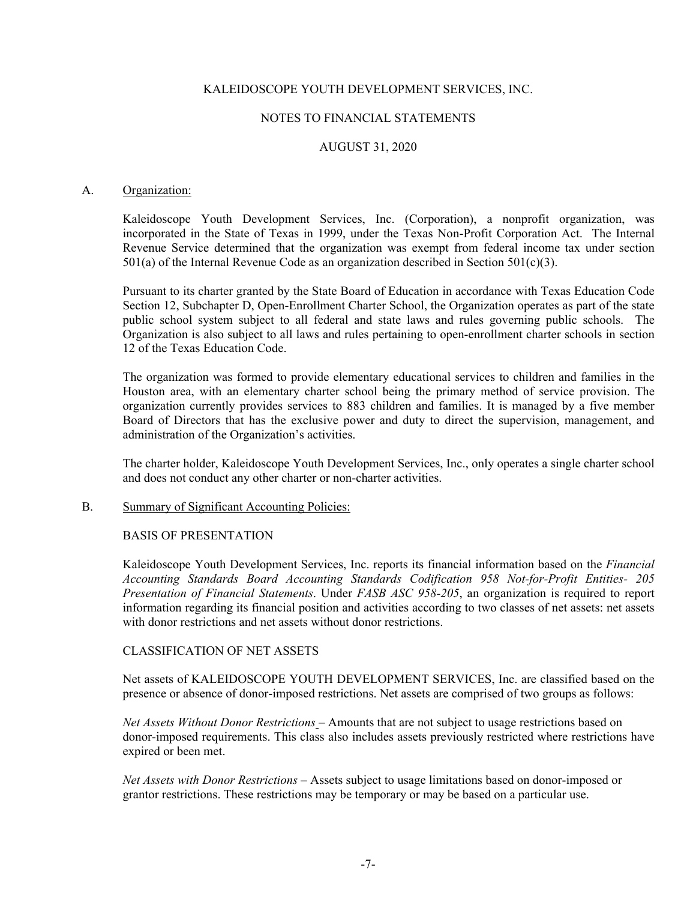KALEIDOSCOPE YOUTH DEVELOPMENT SERVICES, INC.

NOTES TO FINANCIAL STATEMENTS

AUGUST 31, 2020

A. Organization:

Kaleidoscope Youth Development Services, Inc. (Corporation), a nonprofit organization, was incorporated in the State of Texas in 1999, under the Texas Non-Profit Corporation Act. The Internal Revenue Service determined that the organization was exempt from federal income tax under section 501(a) of the Internal Revenue Code as an organization described in Section 501(c)(3).

Pursuant to its charter granted by the State Board of Education in accordance with Texas Education Code Section 12, Subchapter D, Open-Enrollment Charter School, the Organization operates as part of the state public school system subject to all federal and state laws and rules governing public schools. The Organization is also subject to all laws and rules pertaining to open-enrollment charter schools in section 12 of the Texas Education Code.

The organization was formed to provide elementary educational services to children and families in the Houston area, with an elementary charter school being the primary method of service provision. The organization currently provides services to 883 children and families. It is managed by a five member Board of Directors that has the exclusive power and duty to direct the supervision, management, and administration of the Organization's activities.

The charter holder, Kaleidoscope Youth Development Services, Inc., only operates a single charter school and does not conduct any other charter or non-charter activities.

B. Summary of Significant Accounting Policies:

BASIS OF PRESENTATION

Kaleidoscope Youth Development Services, Inc. reports its financial information based on the *Financial Accounting Standards Board Accounting Standards Codification 958 Not-for-Profit Entities- 205 Presentation of Financial Statements*. Under *FASB ASC 958-205*, an organization is required to report information regarding its financial position and activities according to two classes of net assets: net assets with donor restrictions and net assets without donor restrictions.

CLASSIFICATION OF NET ASSETS

Net assets of KALEIDOSCOPE YOUTH DEVELOPMENT SERVICES, Inc. are classified based on the presence or absence of donor-imposed restrictions. Net assets are comprised of two groups as follows:

*Net Assets Without Donor Restrictions* – Amounts that are not subject to usage restrictions based on donor-imposed requirements. This class also includes assets previously restricted where restrictions have expired or been met.

*Net Assets with Donor Restrictions* – Assets subject to usage limitations based on donor-imposed or grantor restrictions. These restrictions may be temporary or may be based on a particular use.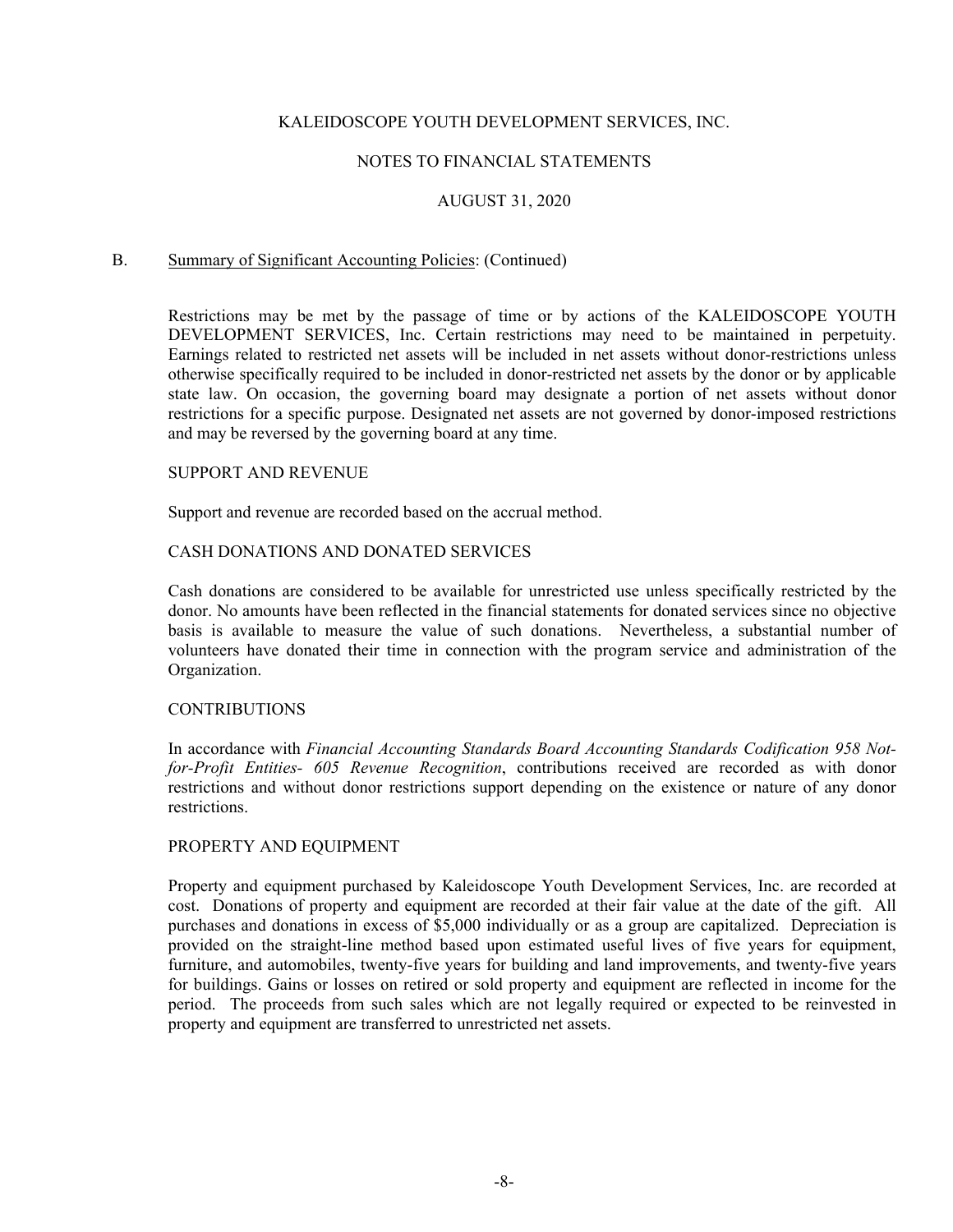KALEIDOSCOPE YOUTH DEVELOPMENT SERVICES, INC.

NOTES TO FINANCIAL STATEMENTS

AUGUST 31, 2020

B. Summary of Significant Accounting Policies: (Continued)

Restrictions may be met by the passage of time or by actions of the KALEIDOSCOPE YOUTH DEVELOPMENT SERVICES, Inc. Certain restrictions may need to be maintained in perpetuity. Earnings related to restricted net assets will be included in net assets without donor-restrictions unless otherwise specifically required to be included in donor-restricted net assets by the donor or by applicable state law. On occasion, the governing board may designate a portion of net assets without donor restrictions for a specific purpose. Designated net assets are not governed by donor-imposed restrictions and may be reversed by the governing board at any time.

SUPPORT AND REVENUE

Support and revenue are recorded based on the accrual method.

CASH DONATIONS AND DONATED SERVICES

Cash donations are considered to be available for unrestricted use unless specifically restricted by the donor. No amounts have been reflected in the financial statements for donated services since no objective basis is available to measure the value of such donations. Nevertheless, a substantial number of volunteers have donated their time in connection with the program service and administration of the Organization.

CONTRIBUTIONS

In accordance with *Financial Accounting Standards Board Accounting Standards Codification 958 Not-for-Profit Entities- 605 Revenue Recognition*, contributions received are recorded as with donor restrictions and without donor restrictions support depending on the existence or nature of any donor restrictions.

PROPERTY AND EQUIPMENT

Property and equipment purchased by Kaleidoscope Youth Development Services, Inc. are recorded at cost. Donations of property and equipment are recorded at their fair value at the date of the gift. All purchases and donations in excess of $5,000 individually or as a group are capitalized. Depreciation is provided on the straight-line method based upon estimated useful lives of five years for equipment, furniture, and automobiles, twenty-five years for building and land improvements, and twenty-five years for buildings. Gains or losses on retired or sold property and equipment are reflected in income for the period. The proceeds from such sales which are not legally required or expected to be reinvested in property and equipment are transferred to unrestricted net assets.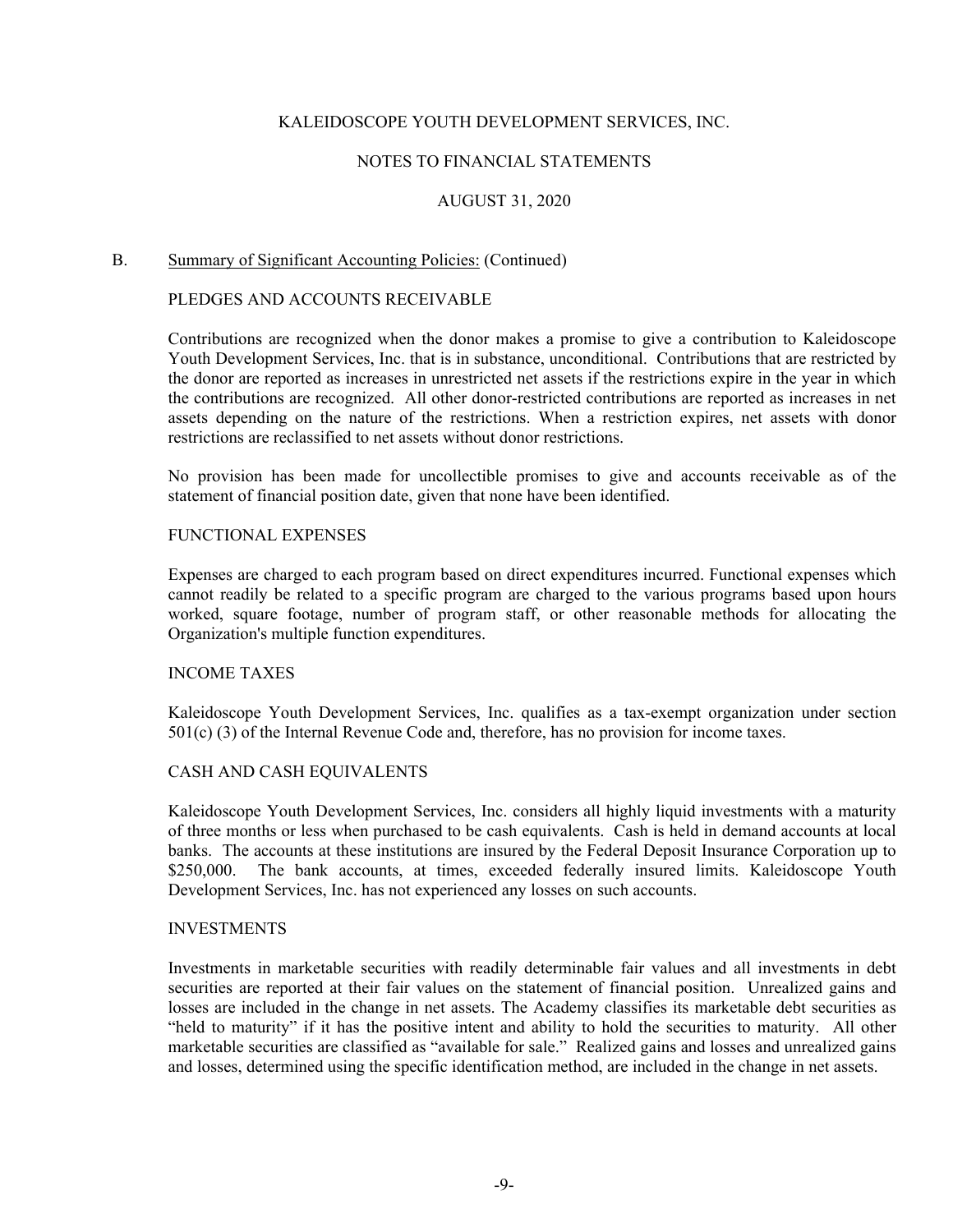KALEIDOSCOPE YOUTH DEVELOPMENT SERVICES, INC.

NOTES TO FINANCIAL STATEMENTS

AUGUST 31, 2020

B. Summary of Significant Accounting Policies: (Continued)

PLEDGES AND ACCOUNTS RECEIVABLE

Contributions are recognized when the donor makes a promise to give a contribution to Kaleidoscope Youth Development Services, Inc. that is in substance, unconditional. Contributions that are restricted by the donor are reported as increases in unrestricted net assets if the restrictions expire in the year in which the contributions are recognized. All other donor-restricted contributions are reported as increases in net assets depending on the nature of the restrictions. When a restriction expires, net assets with donor restrictions are reclassified to net assets without donor restrictions.

No provision has been made for uncollectible promises to give and accounts receivable as of the statement of financial position date, given that none have been identified.

FUNCTIONAL EXPENSES

Expenses are charged to each program based on direct expenditures incurred. Functional expenses which cannot readily be related to a specific program are charged to the various programs based upon hours worked, square footage, number of program staff, or other reasonable methods for allocating the Organization's multiple function expenditures.

INCOME TAXES

Kaleidoscope Youth Development Services, Inc. qualifies as a tax-exempt organization under section 501(c) (3) of the Internal Revenue Code and, therefore, has no provision for income taxes.

CASH AND CASH EQUIVALENTS

Kaleidoscope Youth Development Services, Inc. considers all highly liquid investments with a maturity of three months or less when purchased to be cash equivalents. Cash is held in demand accounts at local banks. The accounts at these institutions are insured by the Federal Deposit Insurance Corporation up to $250,000. The bank accounts, at times, exceeded federally insured limits. Kaleidoscope Youth Development Services, Inc. has not experienced any losses on such accounts.

INVESTMENTS

Investments in marketable securities with readily determinable fair values and all investments in debt securities are reported at their fair values on the statement of financial position. Unrealized gains and losses are included in the change in net assets. The Academy classifies its marketable debt securities as "held to maturity" if it has the positive intent and ability to hold the securities to maturity. All other marketable securities are classified as "available for sale." Realized gains and losses and unrealized gains and losses, determined using the specific identification method, are included in the change in net assets.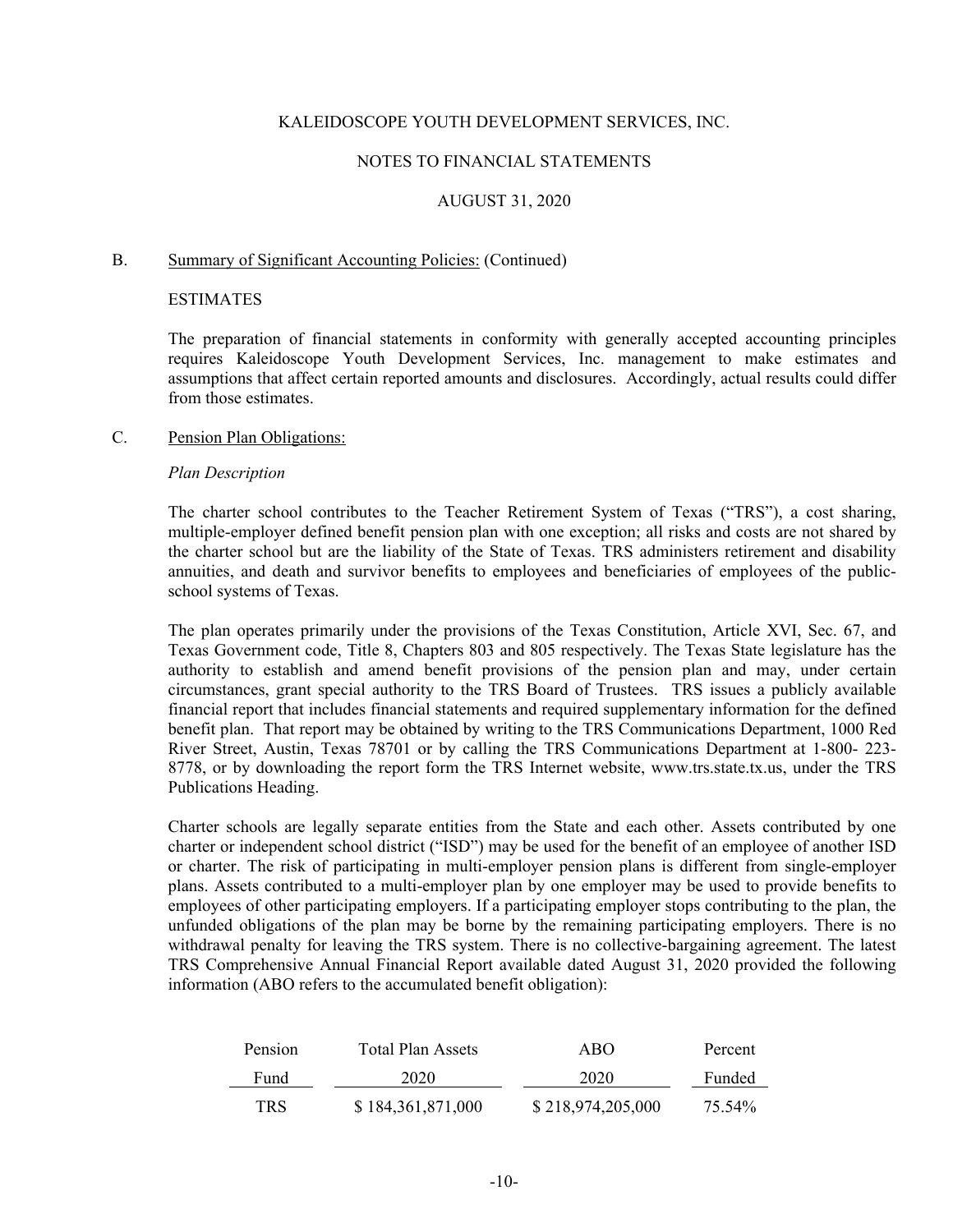KALEIDOSCOPE YOUTH DEVELOPMENT SERVICES, INC.

NOTES TO FINANCIAL STATEMENTS

AUGUST 31, 2020

B. Summary of Significant Accounting Policies: (Continued)

ESTIMATES

The preparation of financial statements in conformity with generally accepted accounting principles requires Kaleidoscope Youth Development Services, Inc. management to make estimates and assumptions that affect certain reported amounts and disclosures. Accordingly, actual results could differ from those estimates.

C. Pension Plan Obligations:

*Plan Description*

The charter school contributes to the Teacher Retirement System of Texas ("TRS"), a cost sharing, multiple-employer defined benefit pension plan with one exception; all risks and costs are not shared by the charter school but are the liability of the State of Texas. TRS administers retirement and disability annuities, and death and survivor benefits to employees and beneficiaries of employees of the public-school systems of Texas.

The plan operates primarily under the provisions of the Texas Constitution, Article XVI, Sec. 67, and Texas Government code, Title 8, Chapters 803 and 805 respectively. The Texas State legislature has the authority to establish and amend benefit provisions of the pension plan and may, under certain circumstances, grant special authority to the TRS Board of Trustees. TRS issues a publicly available financial report that includes financial statements and required supplementary information for the defined benefit plan. That report may be obtained by writing to the TRS Communications Department, 1000 Red River Street, Austin, Texas 78701 or by calling the TRS Communications Department at 1-800- 223-8778, or by downloading the report form the TRS Internet website, www.trs.state.tx.us, under the TRS Publications Heading.

Charter schools are legally separate entities from the State and each other. Assets contributed by one charter or independent school district ("ISD") may be used for the benefit of an employee of another ISD or charter. The risk of participating in multi-employer pension plans is different from single-employer plans. Assets contributed to a multi-employer plan by one employer may be used to provide benefits to employees of other participating employers. If a participating employer stops contributing to the plan, the unfunded obligations of the plan may be borne by the remaining participating employers. There is no withdrawal penalty for leaving the TRS system. There is no collective-bargaining agreement. The latest TRS Comprehensive Annual Financial Report available dated August 31, 2020 provided the following information (ABO refers to the accumulated benefit obligation):

| Pension Fund | Total Plan Assets 2020 | ABO 2020 | Percent Funded |
|---|---|---|---|
| TRS | $ 184,361,871,000 | $ 218,974,205,000 | 75.54% |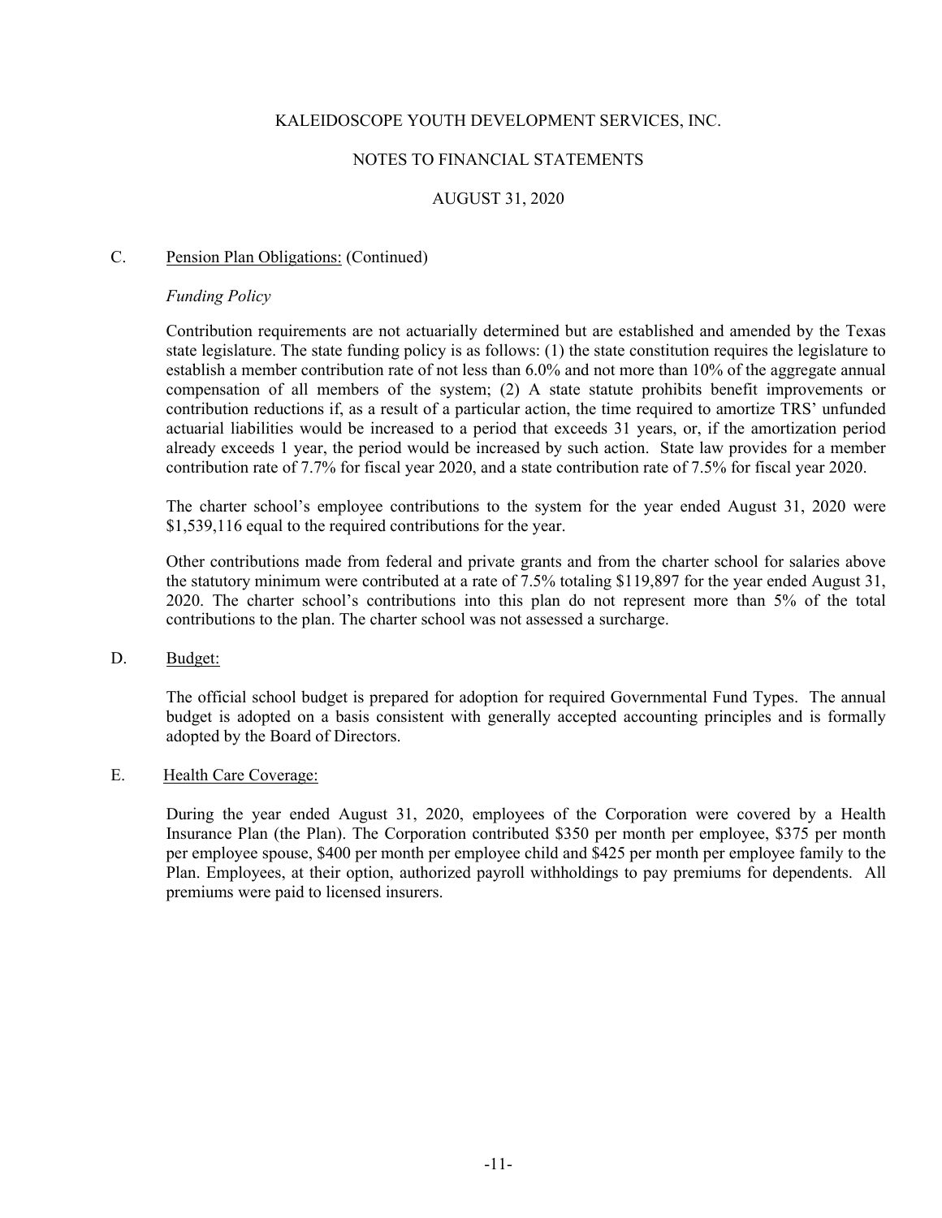KALEIDOSCOPE YOUTH DEVELOPMENT SERVICES, INC.

NOTES TO FINANCIAL STATEMENTS

AUGUST 31, 2020

C. Pension Plan Obligations: (Continued)

*Funding Policy*

Contribution requirements are not actuarially determined but are established and amended by the Texas state legislature. The state funding policy is as follows: (1) the state constitution requires the legislature to establish a member contribution rate of not less than 6.0% and not more than 10% of the aggregate annual compensation of all members of the system; (2) A state statute prohibits benefit improvements or contribution reductions if, as a result of a particular action, the time required to amortize TRS' unfunded actuarial liabilities would be increased to a period that exceeds 31 years, or, if the amortization period already exceeds 1 year, the period would be increased by such action. State law provides for a member contribution rate of 7.7% for fiscal year 2020, and a state contribution rate of 7.5% for fiscal year 2020.

The charter school's employee contributions to the system for the year ended August 31, 2020 were $1,539,116 equal to the required contributions for the year.

Other contributions made from federal and private grants and from the charter school for salaries above the statutory minimum were contributed at a rate of 7.5% totaling $119,897 for the year ended August 31, 2020. The charter school's contributions into this plan do not represent more than 5% of the total contributions to the plan. The charter school was not assessed a surcharge.

D. Budget:

The official school budget is prepared for adoption for required Governmental Fund Types. The annual budget is adopted on a basis consistent with generally accepted accounting principles and is formally adopted by the Board of Directors.

E. Health Care Coverage:

During the year ended August 31, 2020, employees of the Corporation were covered by a Health Insurance Plan (the Plan). The Corporation contributed $350 per month per employee, $375 per month per employee spouse, $400 per month per employee child and $425 per month per employee family to the Plan. Employees, at their option, authorized payroll withholdings to pay premiums for dependents. All premiums were paid to licensed insurers.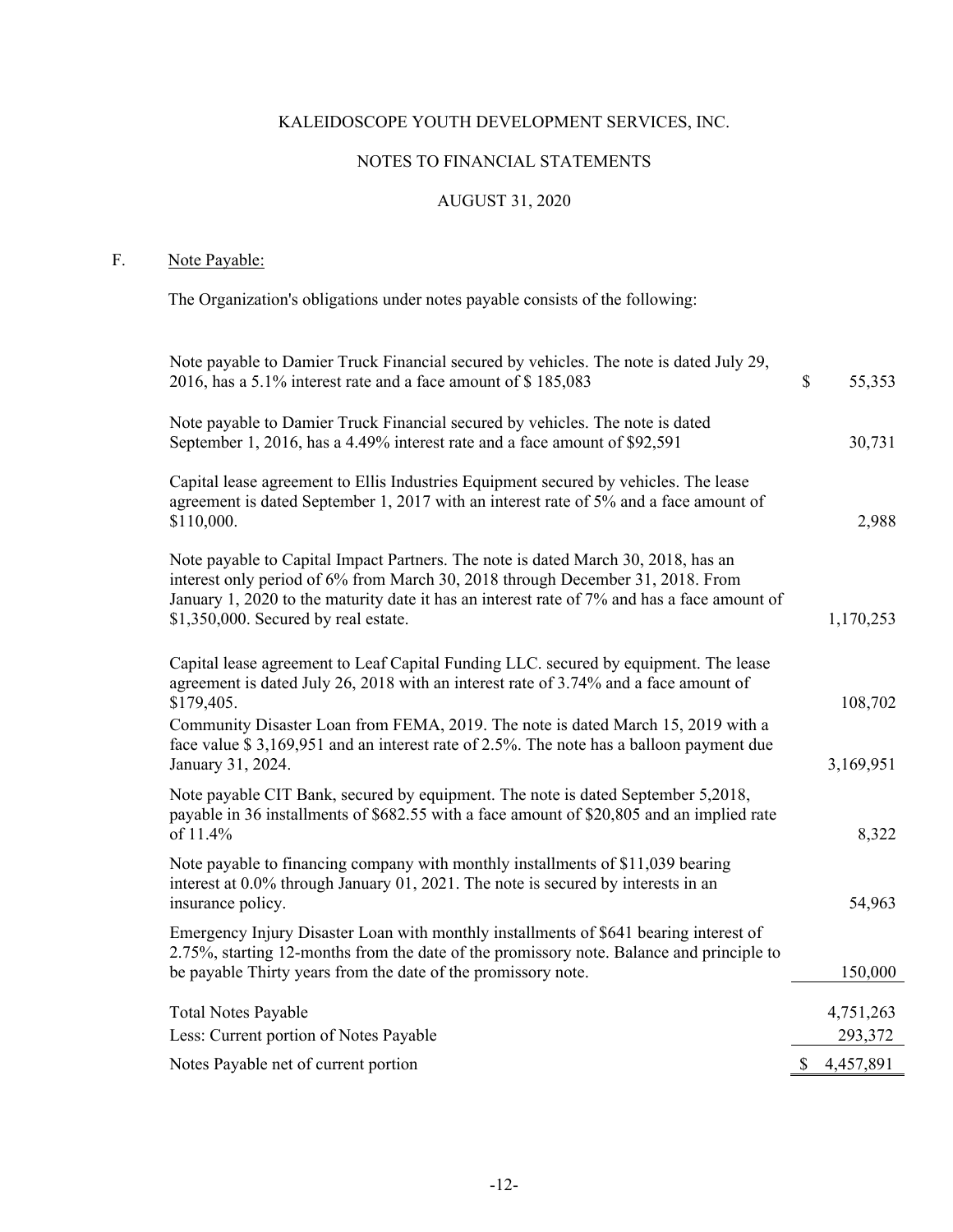KALEIDOSCOPE YOUTH DEVELOPMENT SERVICES, INC.

NOTES TO FINANCIAL STATEMENTS

AUGUST 31, 2020

## F. Note Payable:

The Organization's obligations under notes payable consists of the following:

| | |
|---|---|
| Note payable to Damier Truck Financial secured by vehicles. The note is dated July 29, 2016, has a 5.1% interest rate and a face amount of $ 185,083 | $ 55,353 |
| Note payable to Damier Truck Financial secured by vehicles. The note is dated September 1, 2016, has a 4.49% interest rate and a face amount of $92,591 | 30,731 |
| Capital lease agreement to Ellis Industries Equipment secured by vehicles. The lease agreement is dated September 1, 2017 with an interest rate of 5% and a face amount of $110,000. | 2,988 |
| Note payable to Capital Impact Partners. The note is dated March 30, 2018, has an interest only period of 6% from March 30, 2018 through December 31, 2018. From January 1, 2020 to the maturity date it has an interest rate of 7% and has a face amount of $1,350,000. Secured by real estate. | 1,170,253 |
| Capital lease agreement to Leaf Capital Funding LLC. secured by equipment. The lease agreement is dated July 26, 2018 with an interest rate of 3.74% and a face amount of $179,405. | 108,702 |
| Community Disaster Loan from FEMA, 2019. The note is dated March 15, 2019 with a face value $ 3,169,951 and an interest rate of 2.5%. The note has a balloon payment due January 31, 2024. | 3,169,951 |
| Note payable CIT Bank, secured by equipment. The note is dated September 5,2018, payable in 36 installments of $682.55 with a face amount of $20,805 and an implied rate of 11.4% | 8,322 |
| Note payable to financing company with monthly installments of $11,039 bearing interest at 0.0% through January 01, 2021. The note is secured by interests in an insurance policy. | 54,963 |
| Emergency Injury Disaster Loan with monthly installments of $641 bearing interest of 2.75%, starting 12-months from the date of the promissory note. Balance and principle to be payable Thirty years from the date of the promissory note. | 150,000 |
| Total Notes Payable | 4,751,263 |
| Less: Current portion of Notes Payable | 293,372 |
| Notes Payable net of current portion | $ 4,457,891 |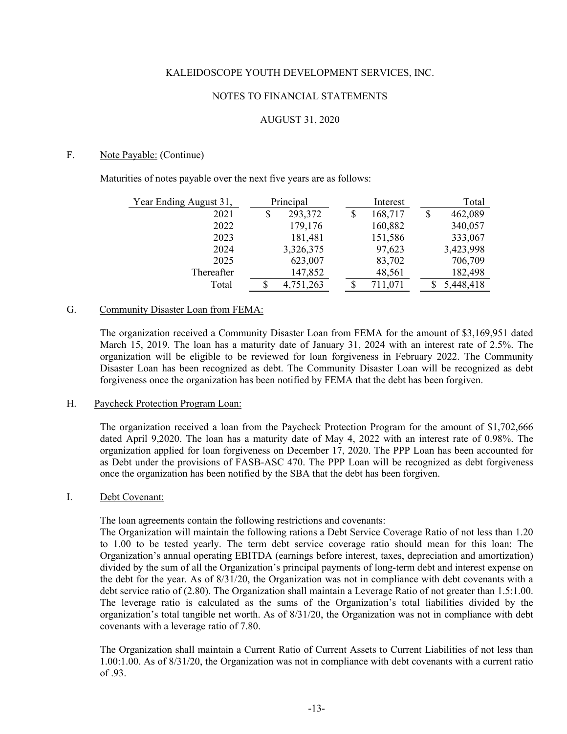KALEIDOSCOPE YOUTH DEVELOPMENT SERVICES, INC.

NOTES TO FINANCIAL STATEMENTS

AUGUST 31, 2020

F. Note Payable: (Continue)

Maturities of notes payable over the next five years are as follows:

| Year Ending August 31, | Principal | Interest | Total |
|---|---|---|---|
| 2021 | $ 293,372 | $ 168,717 | $ 462,089 |
| 2022 | 179,176 | 160,882 | 340,057 |
| 2023 | 181,481 | 151,586 | 333,067 |
| 2024 | 3,326,375 | 97,623 | 3,423,998 |
| 2025 | 623,007 | 83,702 | 706,709 |
| Thereafter | 147,852 | 48,561 | 182,498 |
| Total | $ 4,751,263 | $ 711,071 | $ 5,448,418 |

G. Community Disaster Loan from FEMA:

The organization received a Community Disaster Loan from FEMA for the amount of $3,169,951 dated March 15, 2019. The loan has a maturity date of January 31, 2024 with an interest rate of 2.5%. The organization will be eligible to be reviewed for loan forgiveness in February 2022. The Community Disaster Loan has been recognized as debt. The Community Disaster Loan will be recognized as debt forgiveness once the organization has been notified by FEMA that the debt has been forgiven.

H. Paycheck Protection Program Loan:

The organization received a loan from the Paycheck Protection Program for the amount of $1,702,666 dated April 9,2020. The loan has a maturity date of May 4, 2022 with an interest rate of 0.98%. The organization applied for loan forgiveness on December 17, 2020. The PPP Loan has been accounted for as Debt under the provisions of FASB-ASC 470. The PPP Loan will be recognized as debt forgiveness once the organization has been notified by the SBA that the debt has been forgiven.

I. Debt Covenant:

The loan agreements contain the following restrictions and covenants:
The Organization will maintain the following rations a Debt Service Coverage Ratio of not less than 1.20 to 1.00 to be tested yearly. The term debt service coverage ratio should mean for this loan: The Organization's annual operating EBITDA (earnings before interest, taxes, depreciation and amortization) divided by the sum of all the Organization's principal payments of long-term debt and interest expense on the debt for the year. As of 8/31/20, the Organization was not in compliance with debt covenants with a debt service ratio of (2.80). The Organization shall maintain a Leverage Ratio of not greater than 1.5:1.00. The leverage ratio is calculated as the sums of the Organization's total liabilities divided by the organization's total tangible net worth. As of 8/31/20, the Organization was not in compliance with debt covenants with a leverage ratio of 7.80.

The Organization shall maintain a Current Ratio of Current Assets to Current Liabilities of not less than 1.00:1.00. As of 8/31/20, the Organization was not in compliance with debt covenants with a current ratio of .93.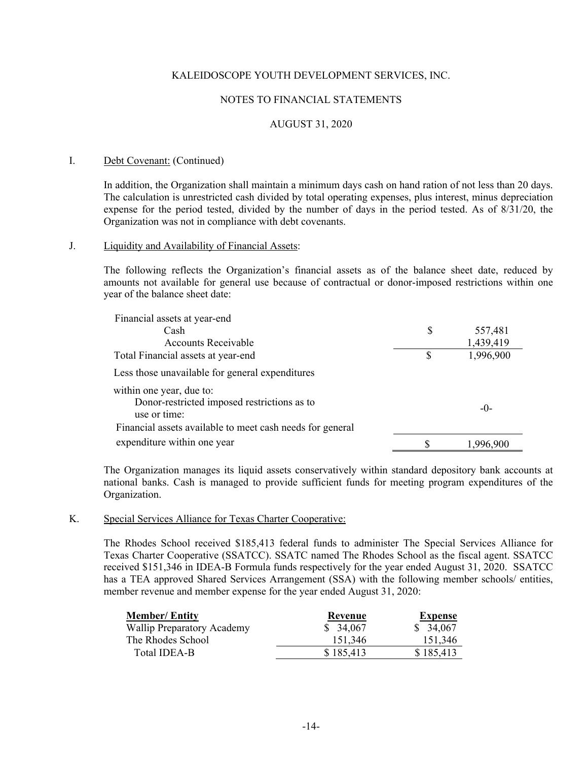KALEIDOSCOPE YOUTH DEVELOPMENT SERVICES, INC.

NOTES TO FINANCIAL STATEMENTS

AUGUST 31, 2020

I. Debt Covenant: (Continued)

In addition, the Organization shall maintain a minimum days cash on hand ration of not less than 20 days. The calculation is unrestricted cash divided by total operating expenses, plus interest, minus depreciation expense for the period tested, divided by the number of days in the period tested. As of 8/31/20, the Organization was not in compliance with debt covenants.

J. Liquidity and Availability of Financial Assets:

The following reflects the Organization's financial assets as of the balance sheet date, reduced by amounts not available for general use because of contractual or donor-imposed restrictions within one year of the balance sheet date:

| | | |
|---|---|---|
| Financial assets at year-end | | |
| Cash | $ | 557,481 |
| Accounts Receivable | | 1,439,419 |
| Total Financial assets at year-end | $ | 1,996,900 |
| Less those unavailable for general expenditures | | |
| within one year, due to: | | |
| Donor-restricted imposed restrictions as to use or time: | | -0- |
| Financial assets available to meet cash needs for general expenditure within one year | $ | 1,996,900 |

The Organization manages its liquid assets conservatively within standard depository bank accounts at national banks. Cash is managed to provide sufficient funds for meeting program expenditures of the Organization.

K. Special Services Alliance for Texas Charter Cooperative:

The Rhodes School received $185,413 federal funds to administer The Special Services Alliance for Texas Charter Cooperative (SSATCC). SSATC named The Rhodes School as the fiscal agent. SSATCC received $151,346 in IDEA-B Formula funds respectively for the year ended August 31, 2020. SSATCC has a TEA approved Shared Services Arrangement (SSA) with the following member schools/ entities, member revenue and member expense for the year ended August 31, 2020:

| Member/ Entity | Revenue | Expense |
|---|---|---|
| Wallip Preparatory Academy | $ 34,067 | $ 34,067 |
| The Rhodes School | 151,346 | 151,346 |
| Total IDEA-B | $ 185,413 | $ 185,413 |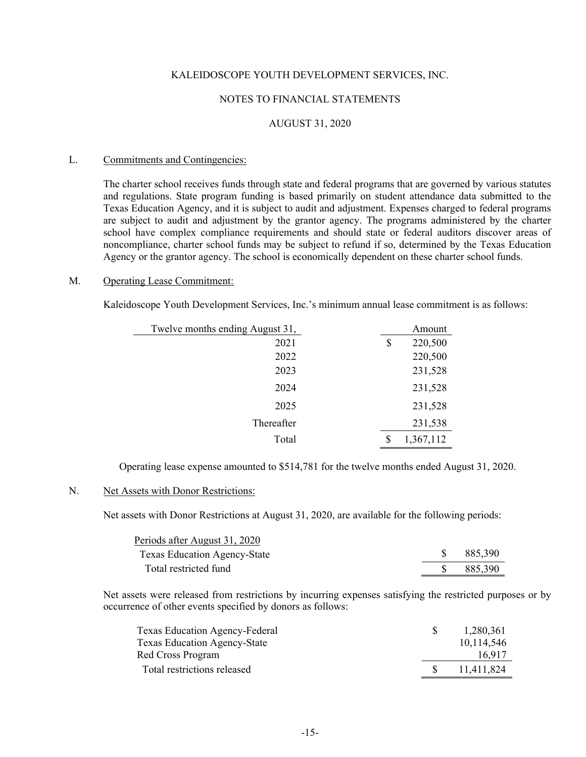KALEIDOSCOPE YOUTH DEVELOPMENT SERVICES, INC.

NOTES TO FINANCIAL STATEMENTS

AUGUST 31, 2020

L. Commitments and Contingencies:

The charter school receives funds through state and federal programs that are governed by various statutes and regulations. State program funding is based primarily on student attendance data submitted to the Texas Education Agency, and it is subject to audit and adjustment. Expenses charged to federal programs are subject to audit and adjustment by the grantor agency. The programs administered by the charter school have complex compliance requirements and should state or federal auditors discover areas of noncompliance, charter school funds may be subject to refund if so, determined by the Texas Education Agency or the grantor agency. The school is economically dependent on these charter school funds.

M. Operating Lease Commitment:

Kaleidoscope Youth Development Services, Inc.'s minimum annual lease commitment is as follows:

| Twelve months ending August 31, | Amount |
|---|---|
| 2021 | $ 220,500 |
| 2022 | 220,500 |
| 2023 | 231,528 |
| 2024 | 231,528 |
| 2025 | 231,528 |
| Thereafter | 231,538 |
| Total | $ 1,367,112 |

Operating lease expense amounted to $514,781 for the twelve months ended August 31, 2020.

N. Net Assets with Donor Restrictions:

Net assets with Donor Restrictions at August 31, 2020, are available for the following periods:

| Periods after August 31, 2020 | |
|---|---|
| Texas Education Agency-State | $ 885,390 |
| Total restricted fund | $ 885,390 |

Net assets were released from restrictions by incurring expenses satisfying the restricted purposes or by occurrence of other events specified by donors as follows:

| | |
|---|---|
| Texas Education Agency-Federal | $ 1,280,361 |
| Texas Education Agency-State | 10,114,546 |
| Red Cross Program | 16,917 |
| Total restrictions released | $ 11,411,824 |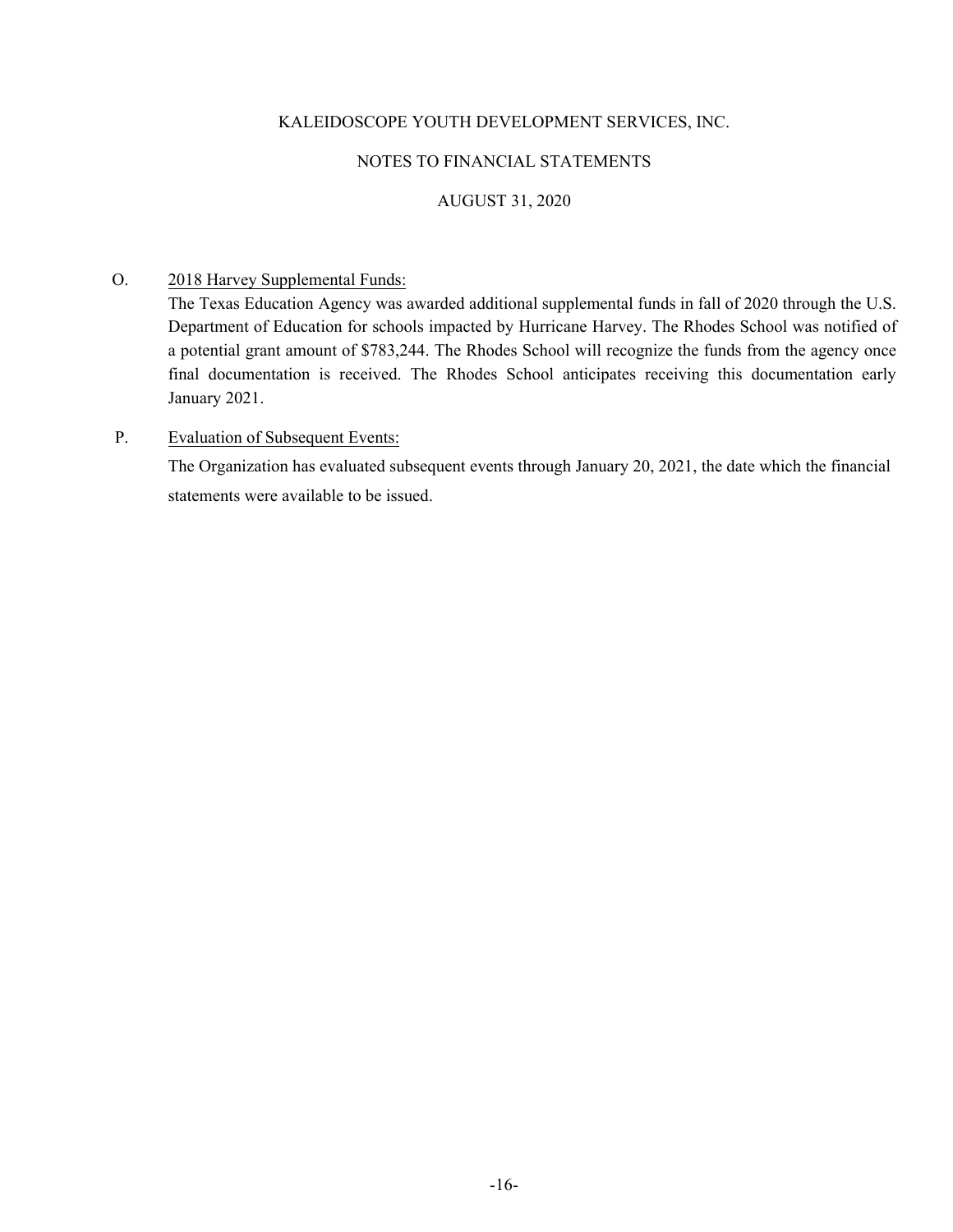KALEIDOSCOPE YOUTH DEVELOPMENT SERVICES, INC.

NOTES TO FINANCIAL STATEMENTS

AUGUST 31, 2020

O. 2018 Harvey Supplemental Funds:

The Texas Education Agency was awarded additional supplemental funds in fall of 2020 through the U.S. Department of Education for schools impacted by Hurricane Harvey. The Rhodes School was notified of a potential grant amount of $783,244. The Rhodes School will recognize the funds from the agency once final documentation is received. The Rhodes School anticipates receiving this documentation early January 2021.

P. Evaluation of Subsequent Events:

The Organization has evaluated subsequent events through January 20, 2021, the date which the financial statements were available to be issued.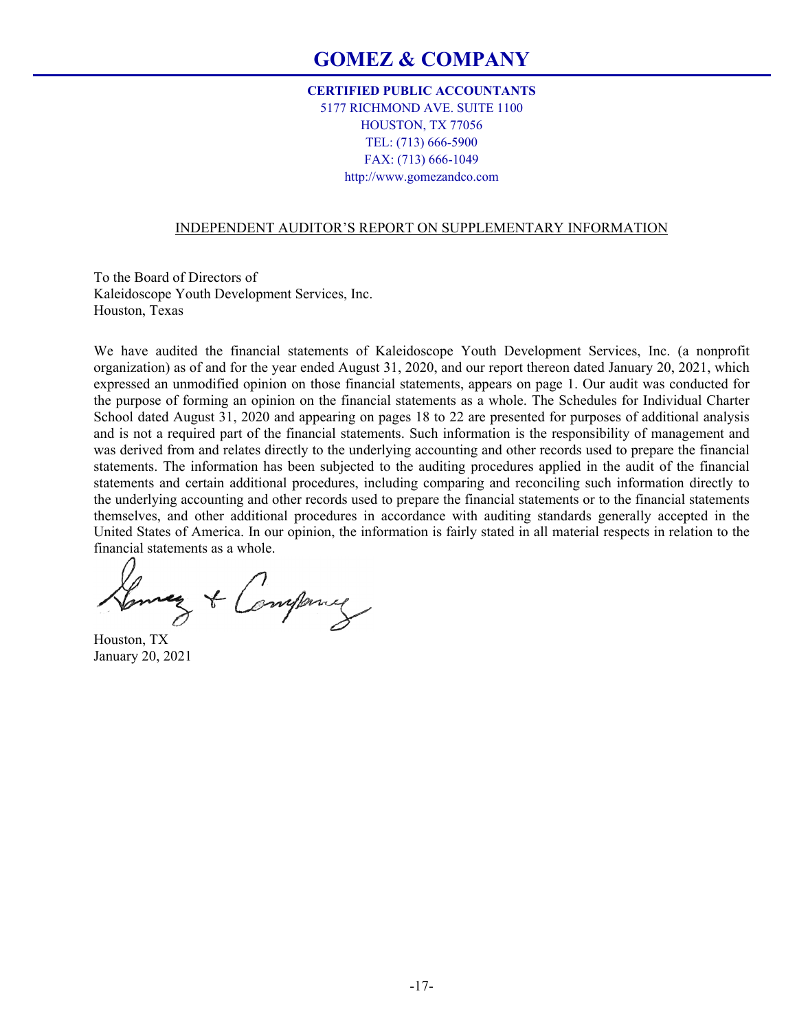# GOMEZ & COMPANY

**CERTIFIED PUBLIC ACCOUNTANTS**
5177 RICHMOND AVE. SUITE 1100
HOUSTON, TX 77056
TEL: (713) 666-5900
FAX: (713) 666-1049
http://www.gomezandco.com

INDEPENDENT AUDITOR'S REPORT ON SUPPLEMENTARY INFORMATION

To the Board of Directors of
Kaleidoscope Youth Development Services, Inc.
Houston, Texas

We have audited the financial statements of Kaleidoscope Youth Development Services, Inc. (a nonprofit organization) as of and for the year ended August 31, 2020, and our report thereon dated January 20, 2021, which expressed an unmodified opinion on those financial statements, appears on page 1. Our audit was conducted for the purpose of forming an opinion on the financial statements as a whole. The Schedules for Individual Charter School dated August 31, 2020 and appearing on pages 18 to 22 are presented for purposes of additional analysis and is not a required part of the financial statements. Such information is the responsibility of management and was derived from and relates directly to the underlying accounting and other records used to prepare the financial statements. The information has been subjected to the auditing procedures applied in the audit of the financial statements and certain additional procedures, including comparing and reconciling such information directly to the underlying accounting and other records used to prepare the financial statements or to the financial statements themselves, and other additional procedures in accordance with auditing standards generally accepted in the United States of America. In our opinion, the information is fairly stated in all material respects in relation to the financial statements as a whole.

Gomez & Company

Houston, TX
January 20, 2021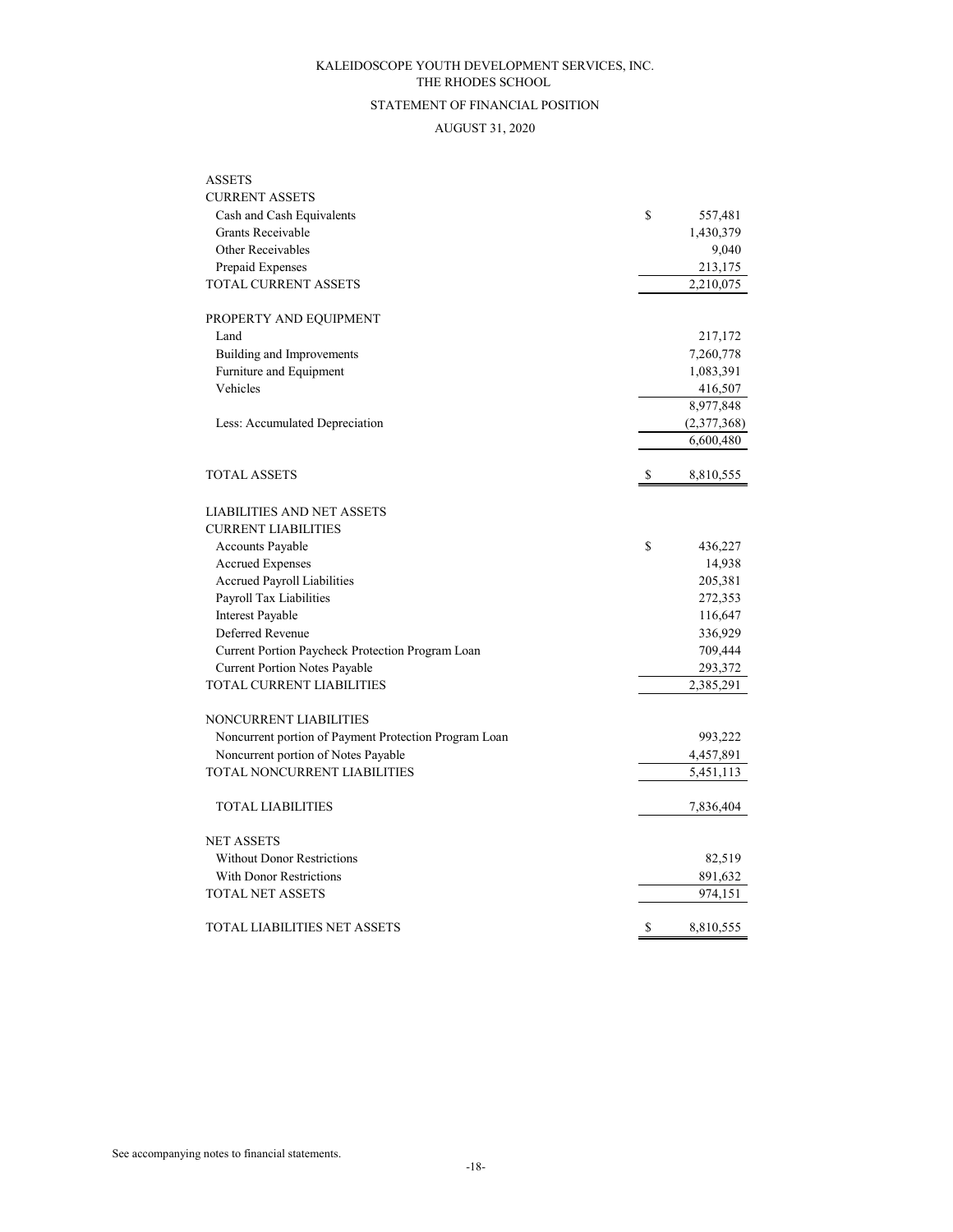KALEIDOSCOPE YOUTH DEVELOPMENT SERVICES, INC.
THE RHODES SCHOOL

STATEMENT OF FINANCIAL POSITION

AUGUST 31, 2020

| | |
|---|---|
| **ASSETS** | |
| **CURRENT ASSETS** | |
| Cash and Cash Equivalents | $ 557,481 |
| Grants Receivable | 1,430,379 |
| Other Receivables | 9,040 |
| Prepaid Expenses | 213,175 |
| TOTAL CURRENT ASSETS | 2,210,075 |
| | |
| **PROPERTY AND EQUIPMENT** | |
| Land | 217,172 |
| Building and Improvements | 7,260,778 |
| Furniture and Equipment | 1,083,391 |
| Vehicles | 416,507 |
| | 8,977,848 |
| Less: Accumulated Depreciation | (2,377,368) |
| | 6,600,480 |
| | |
| TOTAL ASSETS | $ 8,810,555 |
| | |
| **LIABILITIES AND NET ASSETS** | |
| **CURRENT LIABILITIES** | |
| Accounts Payable | $ 436,227 |
| Accrued Expenses | 14,938 |
| Accrued Payroll Liabilities | 205,381 |
| Payroll Tax Liabilities | 272,353 |
| Interest Payable | 116,647 |
| Deferred Revenue | 336,929 |
| Current Portion Paycheck Protection Program Loan | 709,444 |
| Current Portion Notes Payable | 293,372 |
| TOTAL CURRENT LIABILITIES | 2,385,291 |
| | |
| **NONCURRENT LIABILITIES** | |
| Noncurrent portion of Payment Protection Program Loan | 993,222 |
| Noncurrent portion of Notes Payable | 4,457,891 |
| TOTAL NONCURRENT LIABILITIES | 5,451,113 |
| | |
| TOTAL LIABILITIES | 7,836,404 |
| | |
| **NET ASSETS** | |
| Without Donor Restrictions | 82,519 |
| With Donor Restrictions | 891,632 |
| TOTAL NET ASSETS | 974,151 |
| | |
| TOTAL LIABILITIES NET ASSETS | $ 8,810,555 |

See accompanying notes to financial statements.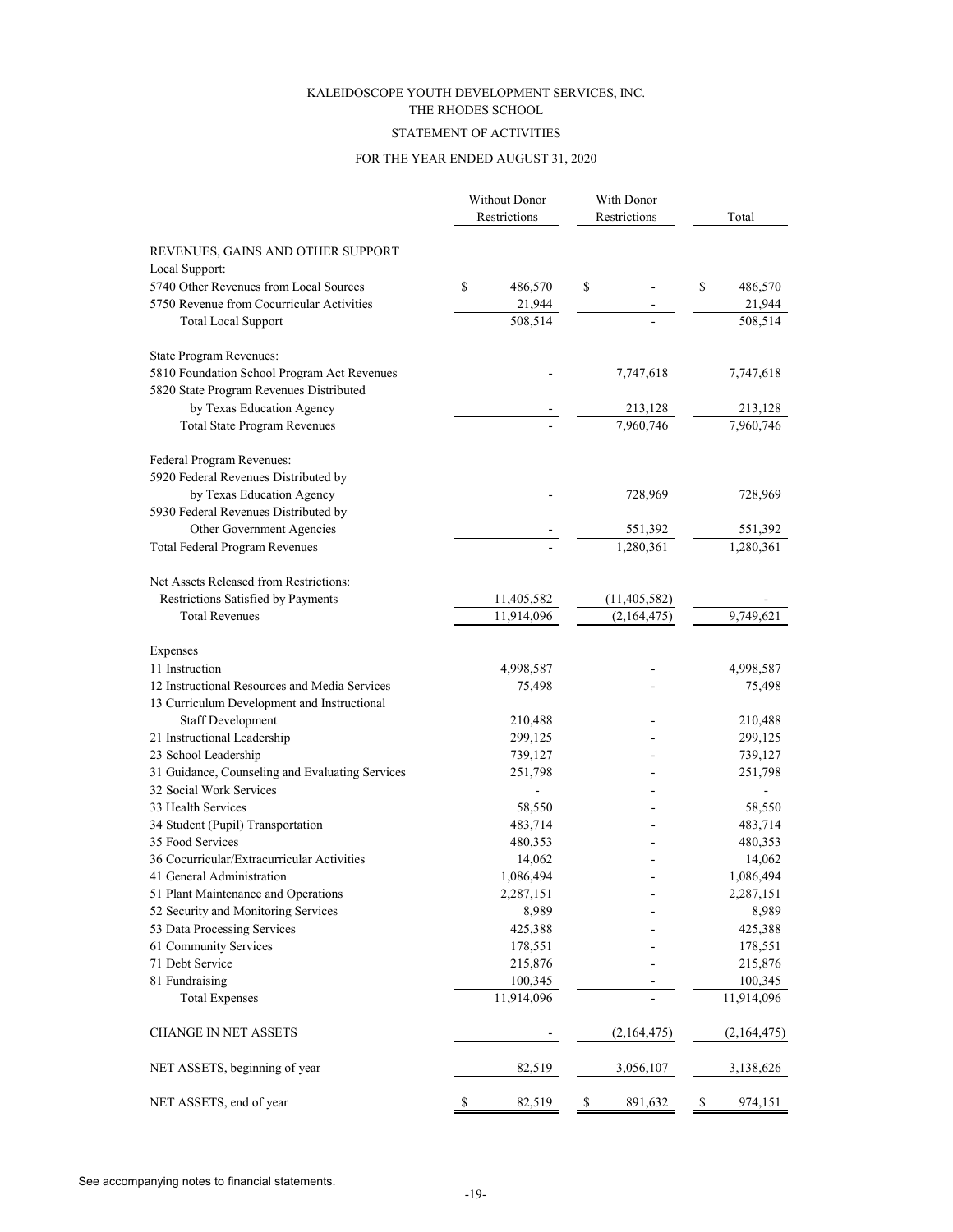KALEIDOSCOPE YOUTH DEVELOPMENT SERVICES, INC.
THE RHODES SCHOOL

STATEMENT OF ACTIVITIES

FOR THE YEAR ENDED AUGUST 31, 2020

| | Without Donor Restrictions | With Donor Restrictions | Total |
|---|---|---|---|
| REVENUES, GAINS AND OTHER SUPPORT | | | |
| Local Support: | | | |
| 5740 Other Revenues from Local Sources | $ 486,570 | $ - | $ 486,570 |
| 5750 Revenue from Cocurricular Activities | 21,944 | - | 21,944 |
| Total Local Support | 508,514 | - | 508,514 |
| State Program Revenues: | | | |
| 5810 Foundation School Program Act Revenues | - | 7,747,618 | 7,747,618 |
| 5820 State Program Revenues Distributed by Texas Education Agency | - | 213,128 | 213,128 |
| Total State Program Revenues | - | 7,960,746 | 7,960,746 |
| Federal Program Revenues: | | | |
| 5920 Federal Revenues Distributed by by Texas Education Agency | - | 728,969 | 728,969 |
| 5930 Federal Revenues Distributed by Other Government Agencies | - | 551,392 | 551,392 |
| Total Federal Program Revenues | - | 1,280,361 | 1,280,361 |
| Net Assets Released from Restrictions: | | | |
| Restrictions Satisfied by Payments | 11,405,582 | (11,405,582) | - |
| Total Revenues | 11,914,096 | (2,164,475) | 9,749,621 |
| Expenses | | | |
| 11 Instruction | 4,998,587 | - | 4,998,587 |
| 12 Instructional Resources and Media Services | 75,498 | - | 75,498 |
| 13 Curriculum Development and Instructional Staff Development | 210,488 | - | 210,488 |
| 21 Instructional Leadership | 299,125 | - | 299,125 |
| 23 School Leadership | 739,127 | - | 739,127 |
| 31 Guidance, Counseling and Evaluating Services | 251,798 | - | 251,798 |
| 32 Social Work Services | - | - | - |
| 33 Health Services | 58,550 | - | 58,550 |
| 34 Student (Pupil) Transportation | 483,714 | - | 483,714 |
| 35 Food Services | 480,353 | - | 480,353 |
| 36 Cocurricular/Extracurricular Activities | 14,062 | - | 14,062 |
| 41 General Administration | 1,086,494 | - | 1,086,494 |
| 51 Plant Maintenance and Operations | 2,287,151 | - | 2,287,151 |
| 52 Security and Monitoring Services | 8,989 | - | 8,989 |
| 53 Data Processing Services | 425,388 | - | 425,388 |
| 61 Community Services | 178,551 | - | 178,551 |
| 71 Debt Service | 215,876 | - | 215,876 |
| 81 Fundraising | 100,345 | - | 100,345 |
| Total Expenses | 11,914,096 | - | 11,914,096 |
| CHANGE IN NET ASSETS | - | (2,164,475) | (2,164,475) |
| NET ASSETS, beginning of year | 82,519 | 3,056,107 | 3,138,626 |
| NET ASSETS, end of year | $ 82,519 | $ 891,632 | $ 974,151 |

See accompanying notes to financial statements.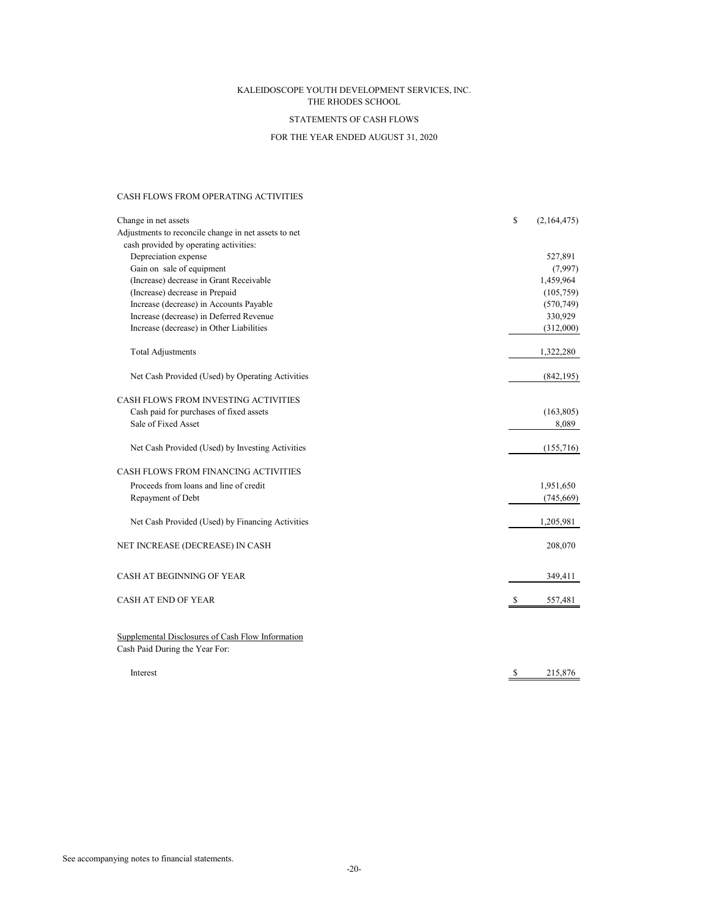KALEIDOSCOPE YOUTH DEVELOPMENT SERVICES, INC.
THE RHODES SCHOOL

STATEMENTS OF CASH FLOWS

FOR THE YEAR ENDED AUGUST 31, 2020

| | |
|---|---|
| **CASH FLOWS FROM OPERATING ACTIVITIES** | |
| Change in net assets | $ (2,164,475) |
| Adjustments to reconcile change in net assets to net cash provided by operating activities: | |
| Depreciation expense | 527,891 |
| Gain on sale of equipment | (7,997) |
| (Increase) decrease in Grant Receivable | 1,459,964 |
| (Increase) decrease in Prepaid | (105,759) |
| Increase (decrease) in Accounts Payable | (570,749) |
| Increase (decrease) in Deferred Revenue | 330,929 |
| Increase (decrease) in Other Liabilities | (312,000) |
| Total Adjustments | 1,322,280 |
| Net Cash Provided (Used) by Operating Activities | (842,195) |
| **CASH FLOWS FROM INVESTING ACTIVITIES** | |
| Cash paid for purchases of fixed assets | (163,805) |
| Sale of Fixed Asset | 8,089 |
| Net Cash Provided (Used) by Investing Activities | (155,716) |
| **CASH FLOWS FROM FINANCING ACTIVITIES** | |
| Proceeds from loans and line of credit | 1,951,650 |
| Repayment of Debt | (745,669) |
| Net Cash Provided (Used) by Financing Activities | 1,205,981 |
| NET INCREASE (DECREASE) IN CASH | 208,070 |
| CASH AT BEGINNING OF YEAR | 349,411 |
| CASH AT END OF YEAR | $ 557,481 |

Supplemental Disclosures of Cash Flow Information
Cash Paid During the Year For:

| | |
|---|---|
| Interest | $ 215,876 |

See accompanying notes to financial statements.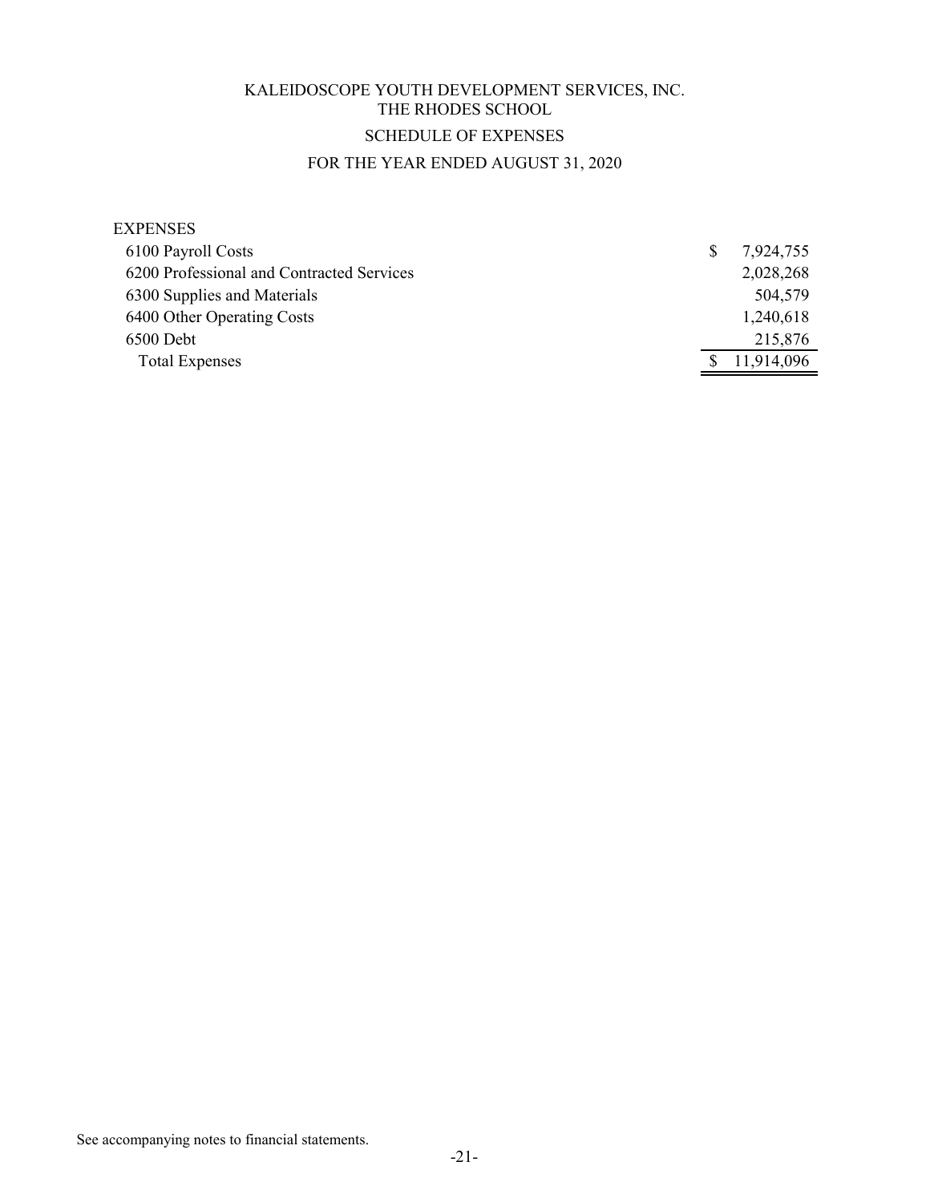# KALEIDOSCOPE YOUTH DEVELOPMENT SERVICES, INC.
## THE RHODES SCHOOL
## SCHEDULE OF EXPENSES
## FOR THE YEAR ENDED AUGUST 31, 2020

| | |
|---|---|
| EXPENSES | |
| 6100 Payroll Costs | $ 7,924,755 |
| 6200 Professional and Contracted Services | 2,028,268 |
| 6300 Supplies and Materials | 504,579 |
| 6400 Other Operating Costs | 1,240,618 |
| 6500 Debt | 215,876 |
| Total Expenses | $ 11,914,096 |

See accompanying notes to financial statements.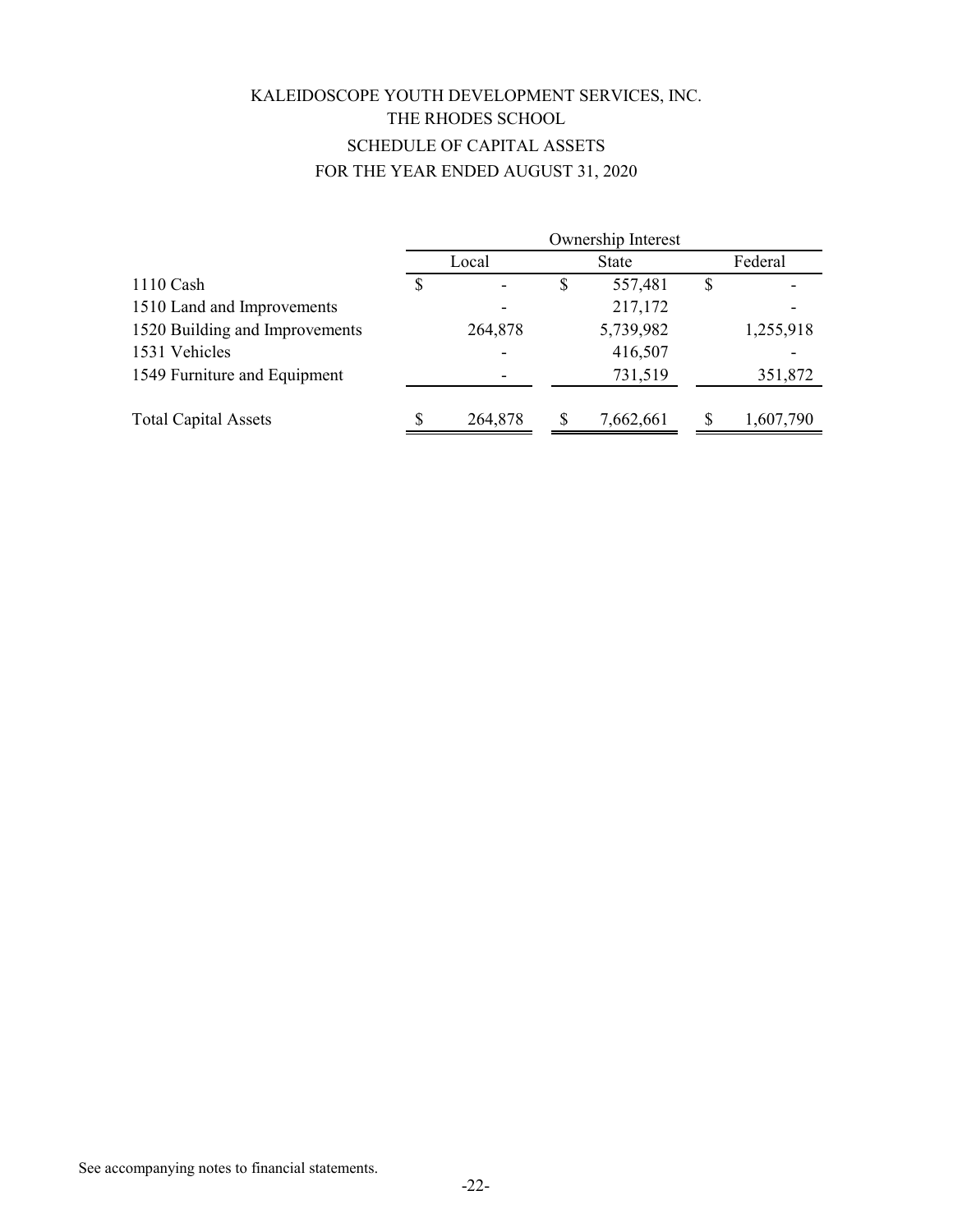# KALEIDOSCOPE YOUTH DEVELOPMENT SERVICES, INC.
## THE RHODES SCHOOL
## SCHEDULE OF CAPITAL ASSETS
## FOR THE YEAR ENDED AUGUST 31, 2020

| | Ownership Interest | | |
|---|---|---|---|
| | Local | State | Federal |
| 1110 Cash | $ - | $ 557,481 | $ - |
| 1510 Land and Improvements | - | 217,172 | - |
| 1520 Building and Improvements | 264,878 | 5,739,982 | 1,255,918 |
| 1531 Vehicles | - | 416,507 | - |
| 1549 Furniture and Equipment | - | 731,519 | 351,872 |
| Total Capital Assets | $ 264,878 | $ 7,662,661 | $ 1,607,790 |

See accompanying notes to financial statements.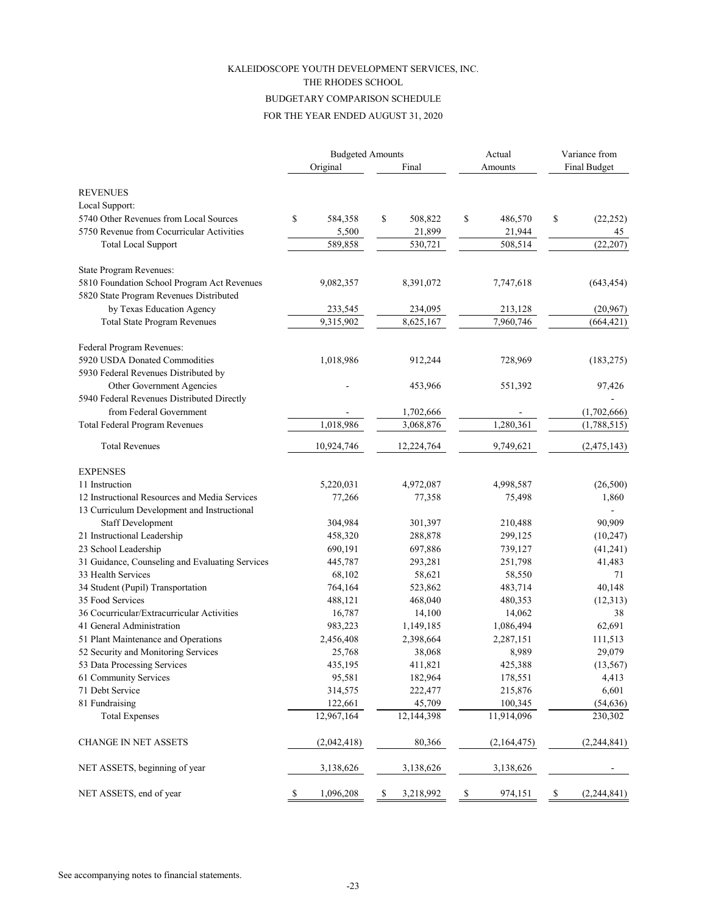KALEIDOSCOPE YOUTH DEVELOPMENT SERVICES, INC.

THE RHODES SCHOOL

BUDGETARY COMPARISON SCHEDULE

FOR THE YEAR ENDED AUGUST 31, 2020

| | Budgeted Amounts | | Actual | Variance from |
|---|---|---|---|---|
| | Original | Final | Amounts | Final Budget |
| **REVENUES** | | | | |
| Local Support: | | | | |
| 5740 Other Revenues from Local Sources | $ 584,358 | $ 508,822 | $ 486,570 | $ (22,252) |
| 5750 Revenue from Cocurricular Activities | 5,500 | 21,899 | 21,944 | 45 |
| Total Local Support | 589,858 | 530,721 | 508,514 | (22,207) |
| State Program Revenues: | | | | |
| 5810 Foundation School Program Act Revenues | 9,082,357 | 8,391,072 | 7,747,618 | (643,454) |
| 5820 State Program Revenues Distributed by Texas Education Agency | 233,545 | 234,095 | 213,128 | (20,967) |
| Total State Program Revenues | 9,315,902 | 8,625,167 | 7,960,746 | (664,421) |
| Federal Program Revenues: | | | | |
| 5920 USDA Donated Commodities | 1,018,986 | 912,244 | 728,969 | (183,275) |
| 5930 Federal Revenues Distributed by Other Government Agencies | - | 453,966 | 551,392 | 97,426 |
| 5940 Federal Revenues Distributed Directly from Federal Government | - | 1,702,666 | - | (1,702,666) |
| Total Federal Program Revenues | 1,018,986 | 3,068,876 | 1,280,361 | (1,788,515) |
| Total Revenues | 10,924,746 | 12,224,764 | 9,749,621 | (2,475,143) |
| **EXPENSES** | | | | |
| 11 Instruction | 5,220,031 | 4,972,087 | 4,998,587 | (26,500) |
| 12 Instructional Resources and Media Services | 77,266 | 77,358 | 75,498 | 1,860 |
| 13 Curriculum Development and Instructional Staff Development | 304,984 | 301,397 | 210,488 | 90,909 |
| 21 Instructional Leadership | 458,320 | 288,878 | 299,125 | (10,247) |
| 23 School Leadership | 690,191 | 697,886 | 739,127 | (41,241) |
| 31 Guidance, Counseling and Evaluating Services | 445,787 | 293,281 | 251,798 | 41,483 |
| 33 Health Services | 68,102 | 58,621 | 58,550 | 71 |
| 34 Student (Pupil) Transportation | 764,164 | 523,862 | 483,714 | 40,148 |
| 35 Food Services | 488,121 | 468,040 | 480,353 | (12,313) |
| 36 Cocurricular/Extracurricular Activities | 16,787 | 14,100 | 14,062 | 38 |
| 41 General Administration | 983,223 | 1,149,185 | 1,086,494 | 62,691 |
| 51 Plant Maintenance and Operations | 2,456,408 | 2,398,664 | 2,287,151 | 111,513 |
| 52 Security and Monitoring Services | 25,768 | 38,068 | 8,989 | 29,079 |
| 53 Data Processing Services | 435,195 | 411,821 | 425,388 | (13,567) |
| 61 Community Services | 95,581 | 182,964 | 178,551 | 4,413 |
| 71 Debt Service | 314,575 | 222,477 | 215,876 | 6,601 |
| 81 Fundraising | 122,661 | 45,709 | 100,345 | (54,636) |
| Total Expenses | 12,967,164 | 12,144,398 | 11,914,096 | 230,302 |
| CHANGE IN NET ASSETS | (2,042,418) | 80,366 | (2,164,475) | (2,244,841) |
| NET ASSETS, beginning of year | 3,138,626 | 3,138,626 | 3,138,626 | - |
| NET ASSETS, end of year | $ 1,096,208 | $ 3,218,992 | $ 974,151 | $ (2,244,841) |

See accompanying notes to financial statements.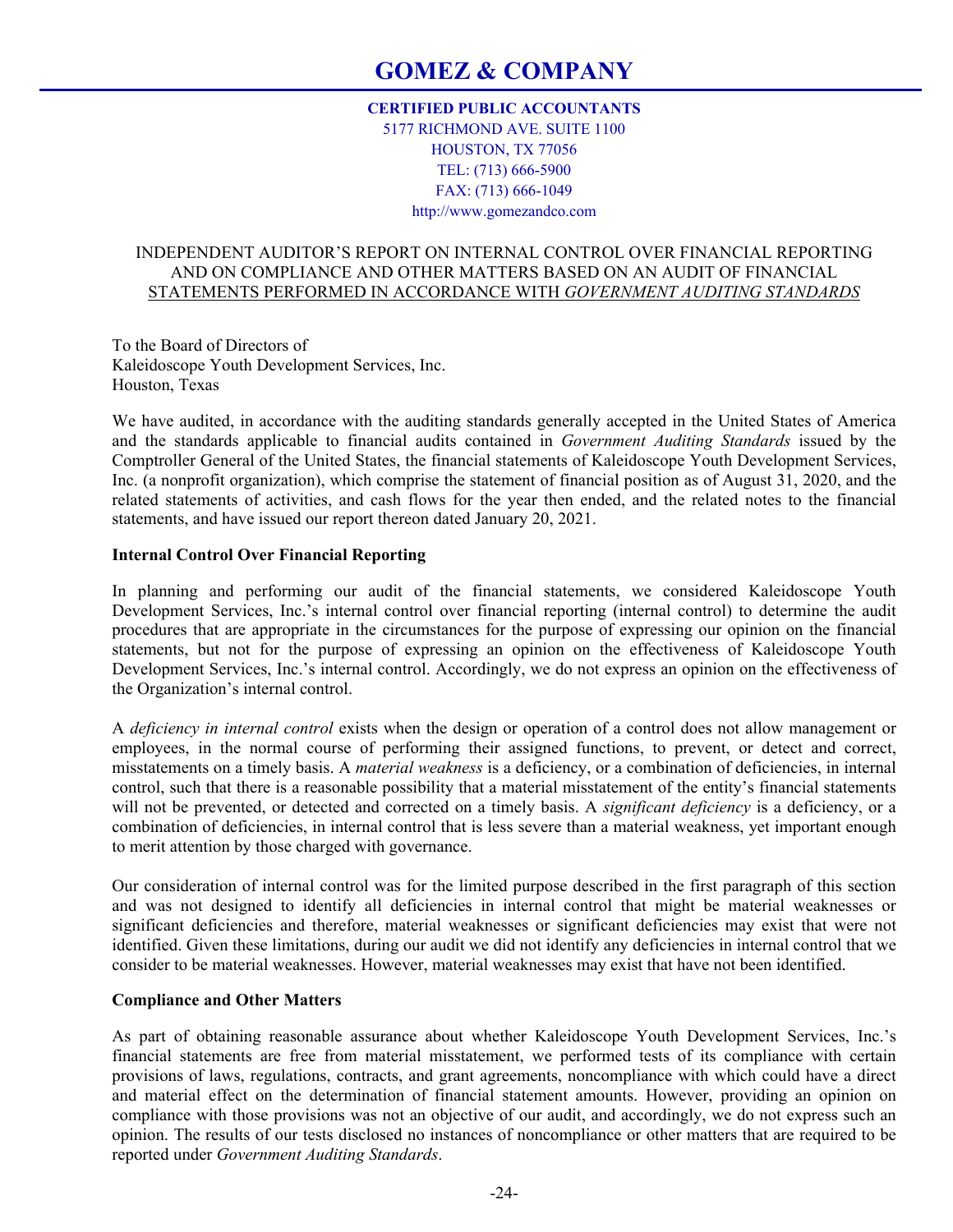# GOMEZ & COMPANY

**CERTIFIED PUBLIC ACCOUNTANTS**
5177 RICHMOND AVE. SUITE 1100
HOUSTON, TX 77056
TEL: (713) 666-5900
FAX: (713) 666-1049
http://www.gomezandco.com

INDEPENDENT AUDITOR'S REPORT ON INTERNAL CONTROL OVER FINANCIAL REPORTING AND ON COMPLIANCE AND OTHER MATTERS BASED ON AN AUDIT OF FINANCIAL STATEMENTS PERFORMED IN ACCORDANCE WITH *GOVERNMENT AUDITING STANDARDS*

To the Board of Directors of
Kaleidoscope Youth Development Services, Inc.
Houston, Texas

We have audited, in accordance with the auditing standards generally accepted in the United States of America and the standards applicable to financial audits contained in *Government Auditing Standards* issued by the Comptroller General of the United States, the financial statements of Kaleidoscope Youth Development Services, Inc. (a nonprofit organization), which comprise the statement of financial position as of August 31, 2020, and the related statements of activities, and cash flows for the year then ended, and the related notes to the financial statements, and have issued our report thereon dated January 20, 2021.

**Internal Control Over Financial Reporting**

In planning and performing our audit of the financial statements, we considered Kaleidoscope Youth Development Services, Inc.'s internal control over financial reporting (internal control) to determine the audit procedures that are appropriate in the circumstances for the purpose of expressing our opinion on the financial statements, but not for the purpose of expressing an opinion on the effectiveness of Kaleidoscope Youth Development Services, Inc.'s internal control. Accordingly, we do not express an opinion on the effectiveness of the Organization's internal control.

A *deficiency in internal control* exists when the design or operation of a control does not allow management or employees, in the normal course of performing their assigned functions, to prevent, or detect and correct, misstatements on a timely basis. A *material weakness* is a deficiency, or a combination of deficiencies, in internal control, such that there is a reasonable possibility that a material misstatement of the entity's financial statements will not be prevented, or detected and corrected on a timely basis. A *significant deficiency* is a deficiency, or a combination of deficiencies, in internal control that is less severe than a material weakness, yet important enough to merit attention by those charged with governance.

Our consideration of internal control was for the limited purpose described in the first paragraph of this section and was not designed to identify all deficiencies in internal control that might be material weaknesses or significant deficiencies and therefore, material weaknesses or significant deficiencies may exist that were not identified. Given these limitations, during our audit we did not identify any deficiencies in internal control that we consider to be material weaknesses. However, material weaknesses may exist that have not been identified.

**Compliance and Other Matters**

As part of obtaining reasonable assurance about whether Kaleidoscope Youth Development Services, Inc.'s financial statements are free from material misstatement, we performed tests of its compliance with certain provisions of laws, regulations, contracts, and grant agreements, noncompliance with which could have a direct and material effect on the determination of financial statement amounts. However, providing an opinion on compliance with those provisions was not an objective of our audit, and accordingly, we do not express such an opinion. The results of our tests disclosed no instances of noncompliance or other matters that are required to be reported under *Government Auditing Standards*.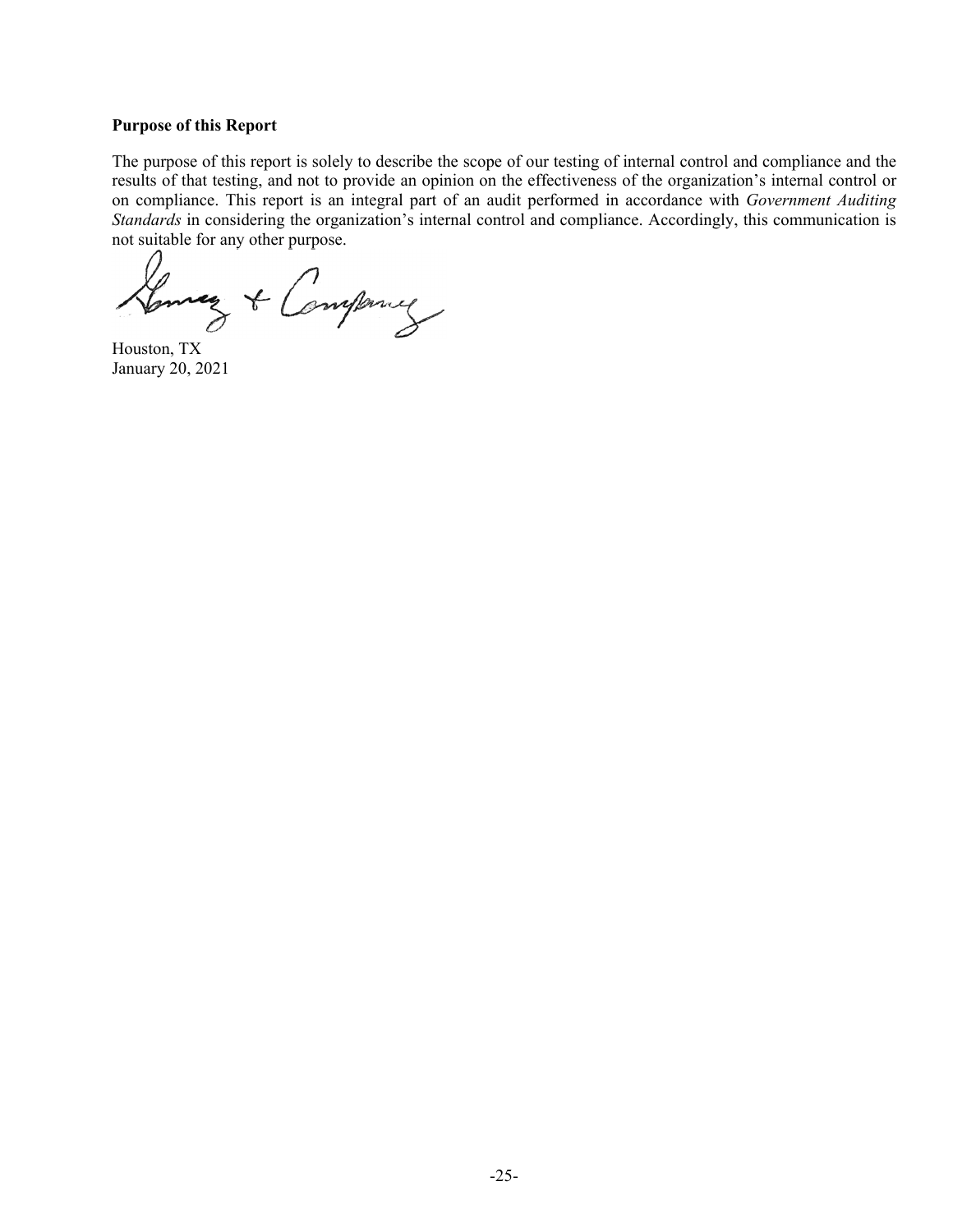**Purpose of this Report**

The purpose of this report is solely to describe the scope of our testing of internal control and compliance and the results of that testing, and not to provide an opinion on the effectiveness of the organization's internal control or on compliance. This report is an integral part of an audit performed in accordance with *Government Auditing Standards* in considering the organization's internal control and compliance. Accordingly, this communication is not suitable for any other purpose.

Houston, TX
January 20, 2021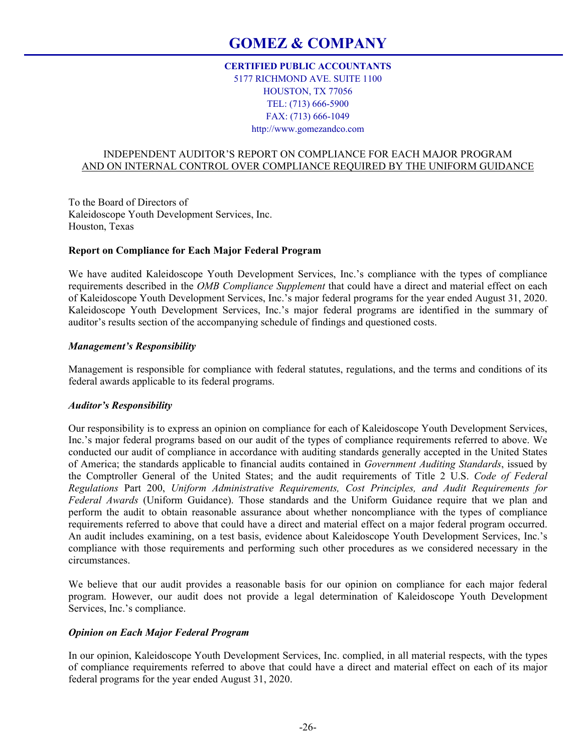# GOMEZ & COMPANY

**CERTIFIED PUBLIC ACCOUNTANTS**
5177 RICHMOND AVE. SUITE 1100
HOUSTON, TX 77056
TEL: (713) 666-5900
FAX: (713) 666-1049
http://www.gomezandco.com

INDEPENDENT AUDITOR'S REPORT ON COMPLIANCE FOR EACH MAJOR PROGRAM
AND ON INTERNAL CONTROL OVER COMPLIANCE REQUIRED BY THE UNIFORM GUIDANCE

To the Board of Directors of
Kaleidoscope Youth Development Services, Inc.
Houston, Texas

**Report on Compliance for Each Major Federal Program**

We have audited Kaleidoscope Youth Development Services, Inc.'s compliance with the types of compliance requirements described in the *OMB Compliance Supplement* that could have a direct and material effect on each of Kaleidoscope Youth Development Services, Inc.'s major federal programs for the year ended August 31, 2020. Kaleidoscope Youth Development Services, Inc.'s major federal programs are identified in the summary of auditor's results section of the accompanying schedule of findings and questioned costs.

***Management's Responsibility***

Management is responsible for compliance with federal statutes, regulations, and the terms and conditions of its federal awards applicable to its federal programs.

***Auditor's Responsibility***

Our responsibility is to express an opinion on compliance for each of Kaleidoscope Youth Development Services, Inc.'s major federal programs based on our audit of the types of compliance requirements referred to above. We conducted our audit of compliance in accordance with auditing standards generally accepted in the United States of America; the standards applicable to financial audits contained in *Government Auditing Standards*, issued by the Comptroller General of the United States; and the audit requirements of Title 2 U.S. *Code of Federal Regulations* Part 200, *Uniform Administrative Requirements, Cost Principles, and Audit Requirements for Federal Awards* (Uniform Guidance). Those standards and the Uniform Guidance require that we plan and perform the audit to obtain reasonable assurance about whether noncompliance with the types of compliance requirements referred to above that could have a direct and material effect on a major federal program occurred. An audit includes examining, on a test basis, evidence about Kaleidoscope Youth Development Services, Inc.'s compliance with those requirements and performing such other procedures as we considered necessary in the circumstances.

We believe that our audit provides a reasonable basis for our opinion on compliance for each major federal program. However, our audit does not provide a legal determination of Kaleidoscope Youth Development Services, Inc.'s compliance.

***Opinion on Each Major Federal Program***

In our opinion, Kaleidoscope Youth Development Services, Inc. complied, in all material respects, with the types of compliance requirements referred to above that could have a direct and material effect on each of its major federal programs for the year ended August 31, 2020.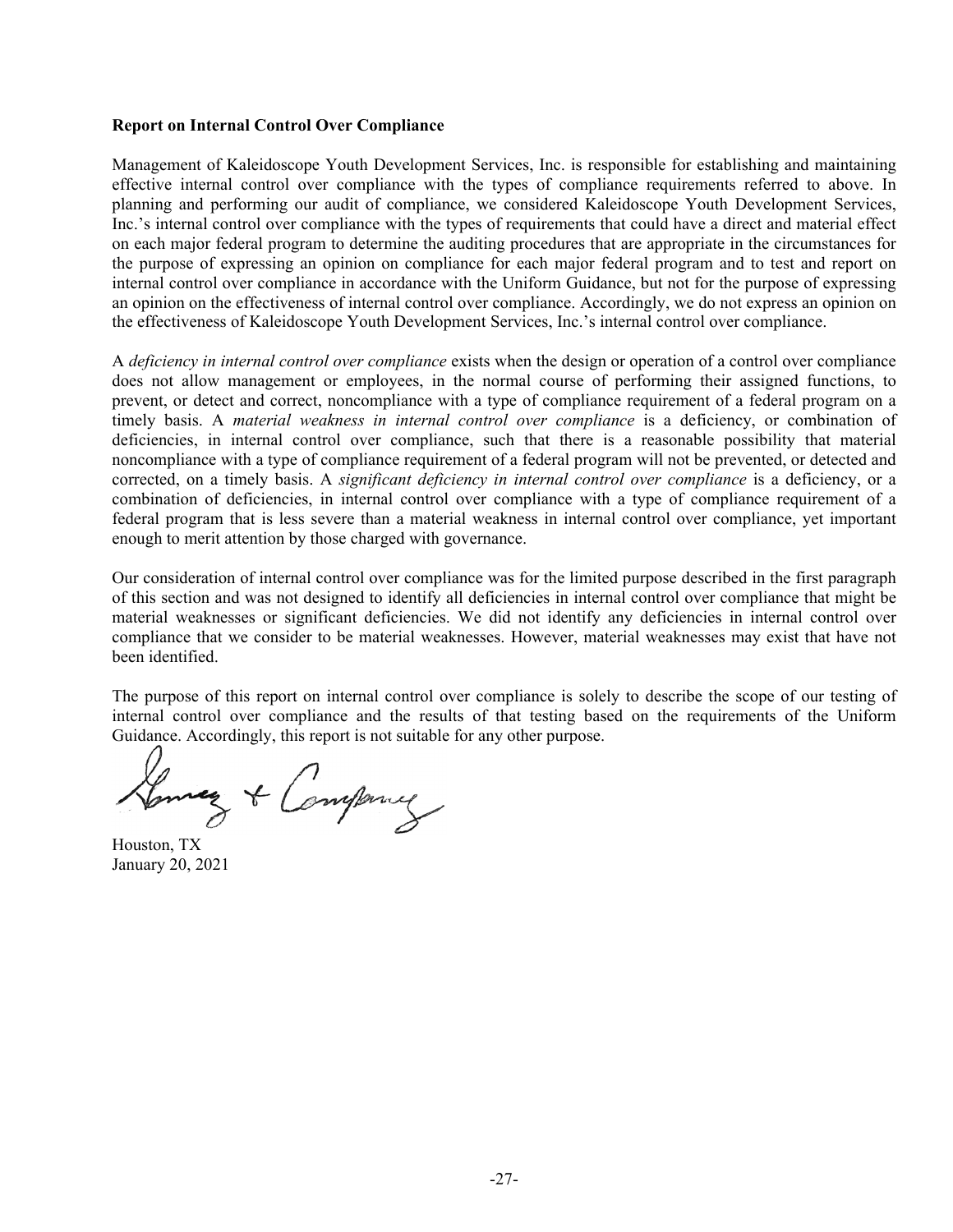**Report on Internal Control Over Compliance**

Management of Kaleidoscope Youth Development Services, Inc. is responsible for establishing and maintaining effective internal control over compliance with the types of compliance requirements referred to above. In planning and performing our audit of compliance, we considered Kaleidoscope Youth Development Services, Inc.'s internal control over compliance with the types of requirements that could have a direct and material effect on each major federal program to determine the auditing procedures that are appropriate in the circumstances for the purpose of expressing an opinion on compliance for each major federal program and to test and report on internal control over compliance in accordance with the Uniform Guidance, but not for the purpose of expressing an opinion on the effectiveness of internal control over compliance. Accordingly, we do not express an opinion on the effectiveness of Kaleidoscope Youth Development Services, Inc.'s internal control over compliance.

A *deficiency in internal control over compliance* exists when the design or operation of a control over compliance does not allow management or employees, in the normal course of performing their assigned functions, to prevent, or detect and correct, noncompliance with a type of compliance requirement of a federal program on a timely basis. A *material weakness in internal control over compliance* is a deficiency, or combination of deficiencies, in internal control over compliance, such that there is a reasonable possibility that material noncompliance with a type of compliance requirement of a federal program will not be prevented, or detected and corrected, on a timely basis. A *significant deficiency in internal control over compliance* is a deficiency, or a combination of deficiencies, in internal control over compliance with a type of compliance requirement of a federal program that is less severe than a material weakness in internal control over compliance, yet important enough to merit attention by those charged with governance.

Our consideration of internal control over compliance was for the limited purpose described in the first paragraph of this section and was not designed to identify all deficiencies in internal control over compliance that might be material weaknesses or significant deficiencies. We did not identify any deficiencies in internal control over compliance that we consider to be material weaknesses. However, material weaknesses may exist that have not been identified.

The purpose of this report on internal control over compliance is solely to describe the scope of our testing of internal control over compliance and the results of that testing based on the requirements of the Uniform Guidance. Accordingly, this report is not suitable for any other purpose.

Houston, TX
January 20, 2021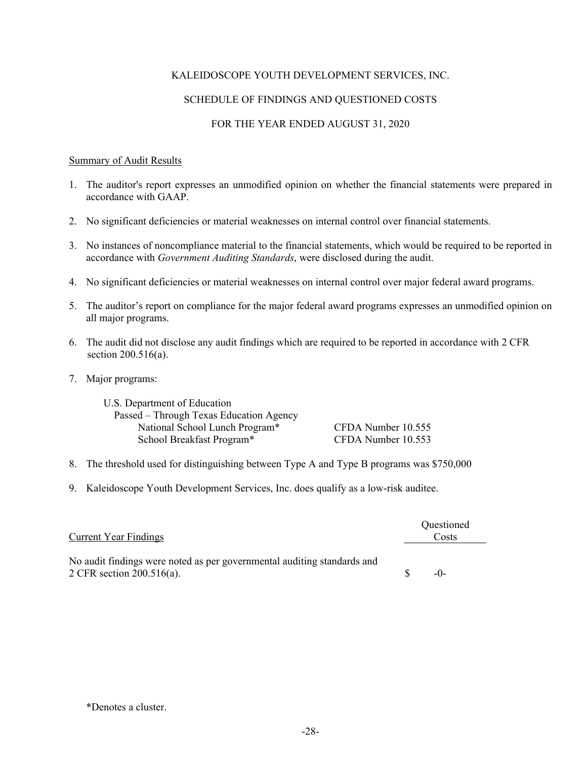KALEIDOSCOPE YOUTH DEVELOPMENT SERVICES, INC.

SCHEDULE OF FINDINGS AND QUESTIONED COSTS

FOR THE YEAR ENDED AUGUST 31, 2020

Summary of Audit Results

1. The auditor's report expresses an unmodified opinion on whether the financial statements were prepared in accordance with GAAP.

2. No significant deficiencies or material weaknesses on internal control over financial statements.

3. No instances of noncompliance material to the financial statements, which would be required to be reported in accordance with *Government Auditing Standards*, were disclosed during the audit.

4. No significant deficiencies or material weaknesses on internal control over major federal award programs.

5. The auditor's report on compliance for the major federal award programs expresses an unmodified opinion on all major programs.

6. The audit did not disclose any audit findings which are required to be reported in accordance with 2 CFR section 200.516(a).

7. Major programs:

   U.S. Department of Education
   Passed – Through Texas Education Agency

   | | |
   |---|---|
   | National School Lunch Program* | CFDA Number 10.555 |
   | School Breakfast Program* | CFDA Number 10.553 |

8. The threshold used for distinguishing between Type A and Type B programs was $750,000

9. Kaleidoscope Youth Development Services, Inc. does qualify as a low-risk auditee.

| Current Year Findings | Questioned Costs |
|---|---|
| No audit findings were noted as per governmental auditing standards and 2 CFR section 200.516(a). | $ -0- |

*Denotes a cluster.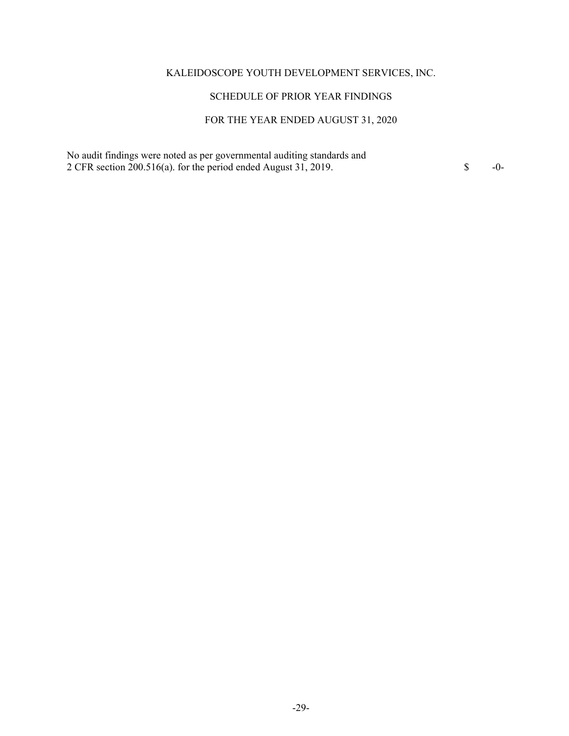# KALEIDOSCOPE YOUTH DEVELOPMENT SERVICES, INC.

## SCHEDULE OF PRIOR YEAR FINDINGS

## FOR THE YEAR ENDED AUGUST 31, 2020

| | |
|---|---|
| No audit findings were noted as per governmental auditing standards and 2 CFR section 200.516(a). for the period ended August 31, 2019. | $ -0- |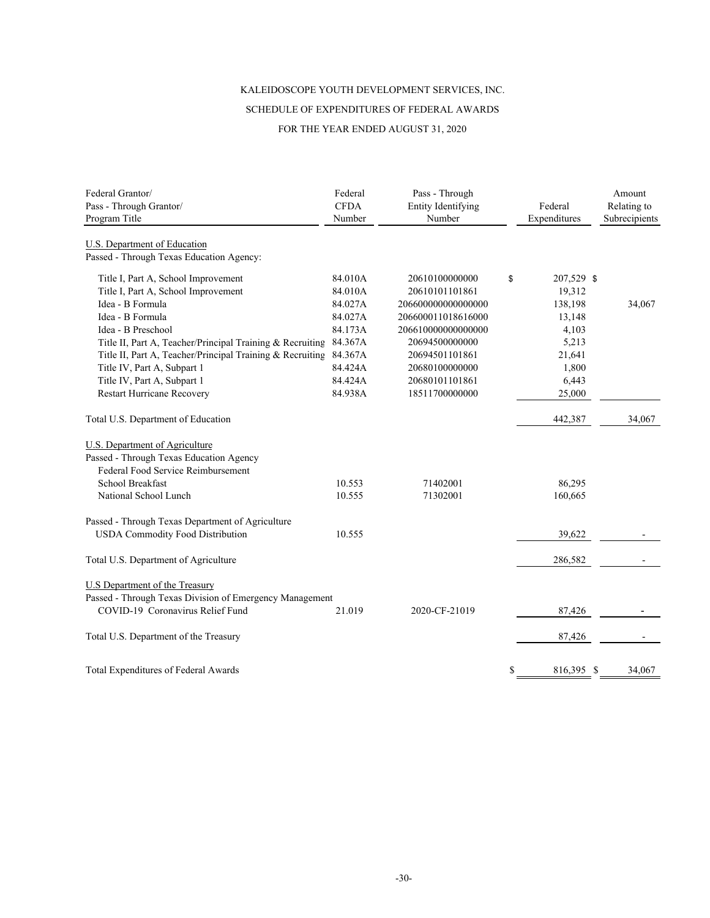KALEIDOSCOPE YOUTH DEVELOPMENT SERVICES, INC.

SCHEDULE OF EXPENDITURES OF FEDERAL AWARDS

FOR THE YEAR ENDED AUGUST 31, 2020

| Federal Grantor/<br>Pass - Through Grantor/<br>Program Title | Federal<br>CFDA<br>Number | Pass - Through<br>Entity Identifying<br>Number | Federal<br>Expenditures | Amount<br>Relating to<br>Subrecipients |
|---|---|---|---|---|
| U.S. Department of Education | | | | |
| Passed - Through Texas Education Agency: | | | | |
| Title I, Part A, School Improvement | 84.010A | 20610100000000 | $ 207,529 | $ |
| Title I, Part A, School Improvement | 84.010A | 20610101101861 | 19,312 | |
| Idea - B Formula | 84.027A | 206600000000000000 | 138,198 | 34,067 |
| Idea - B Formula | 84.027A | 206600011018616000 | 13,148 | |
| Idea - B Preschool | 84.173A | 206610000000000000 | 4,103 | |
| Title II, Part A, Teacher/Principal Training & Recruiting | 84.367A | 20694500000000 | 5,213 | |
| Title II, Part A, Teacher/Principal Training & Recruiting | 84.367A | 20694501101861 | 21,641 | |
| Title IV, Part A, Subpart 1 | 84.424A | 20680100000000 | 1,800 | |
| Title IV, Part A, Subpart 1 | 84.424A | 20680101101861 | 6,443 | |
| Restart Hurricane Recovery | 84.938A | 18511700000000 | 25,000 | |
| Total U.S. Department of Education | | | 442,387 | 34,067 |
| U.S. Department of Agriculture | | | | |
| Passed - Through Texas Education Agency | | | | |
| Federal Food Service Reimbursement | | | | |
| School Breakfast | 10.553 | 71402001 | 86,295 | |
| National School Lunch | 10.555 | 71302001 | 160,665 | |
| Passed - Through Texas Department of Agriculture | | | | |
| USDA Commodity Food Distribution | 10.555 | | 39,622 | - |
| Total U.S. Department of Agriculture | | | 286,582 | - |
| U.S Department of the Treasury | | | | |
| Passed - Through Texas Division of Emergency Management | | | | |
| COVID-19 Coronavirus Relief Fund | 21.019 | 2020-CF-21019 | 87,426 | - |
| Total U.S. Department of the Treasury | | | 87,426 | - |
| Total Expenditures of Federal Awards | | | $ 816,395 | $ 34,067 |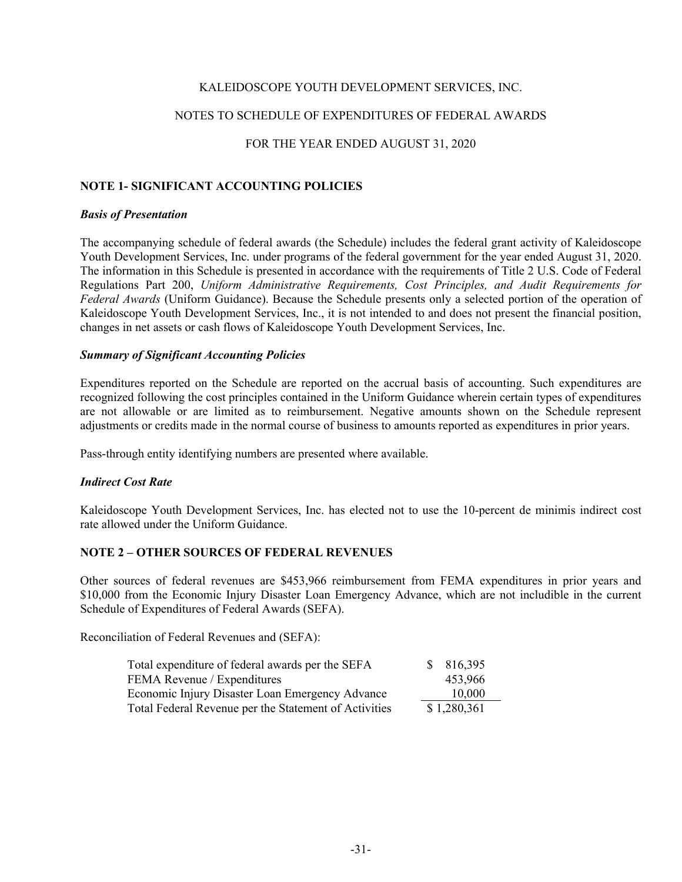KALEIDOSCOPE YOUTH DEVELOPMENT SERVICES, INC.

NOTES TO SCHEDULE OF EXPENDITURES OF FEDERAL AWARDS

FOR THE YEAR ENDED AUGUST 31, 2020

## NOTE 1- SIGNIFICANT ACCOUNTING POLICIES

### *Basis of Presentation*

The accompanying schedule of federal awards (the Schedule) includes the federal grant activity of Kaleidoscope Youth Development Services, Inc. under programs of the federal government for the year ended August 31, 2020. The information in this Schedule is presented in accordance with the requirements of Title 2 U.S. Code of Federal Regulations Part 200, *Uniform Administrative Requirements, Cost Principles, and Audit Requirements for Federal Awards* (Uniform Guidance). Because the Schedule presents only a selected portion of the operation of Kaleidoscope Youth Development Services, Inc., it is not intended to and does not present the financial position, changes in net assets or cash flows of Kaleidoscope Youth Development Services, Inc.

### *Summary of Significant Accounting Policies*

Expenditures reported on the Schedule are reported on the accrual basis of accounting. Such expenditures are recognized following the cost principles contained in the Uniform Guidance wherein certain types of expenditures are not allowable or are limited as to reimbursement. Negative amounts shown on the Schedule represent adjustments or credits made in the normal course of business to amounts reported as expenditures in prior years.

Pass-through entity identifying numbers are presented where available.

### *Indirect Cost Rate*

Kaleidoscope Youth Development Services, Inc. has elected not to use the 10-percent de minimis indirect cost rate allowed under the Uniform Guidance.

## NOTE 2 – OTHER SOURCES OF FEDERAL REVENUES

Other sources of federal revenues are $453,966 reimbursement from FEMA expenditures in prior years and $10,000 from the Economic Injury Disaster Loan Emergency Advance, which are not includible in the current Schedule of Expenditures of Federal Awards (SEFA).

Reconciliation of Federal Revenues and (SEFA):

| | |
|---|---|
| Total expenditure of federal awards per the SEFA | $ 816,395 |
| FEMA Revenue / Expenditures | 453,966 |
| Economic Injury Disaster Loan Emergency Advance | 10,000 |
| Total Federal Revenue per the Statement of Activities | $ 1,280,361 |